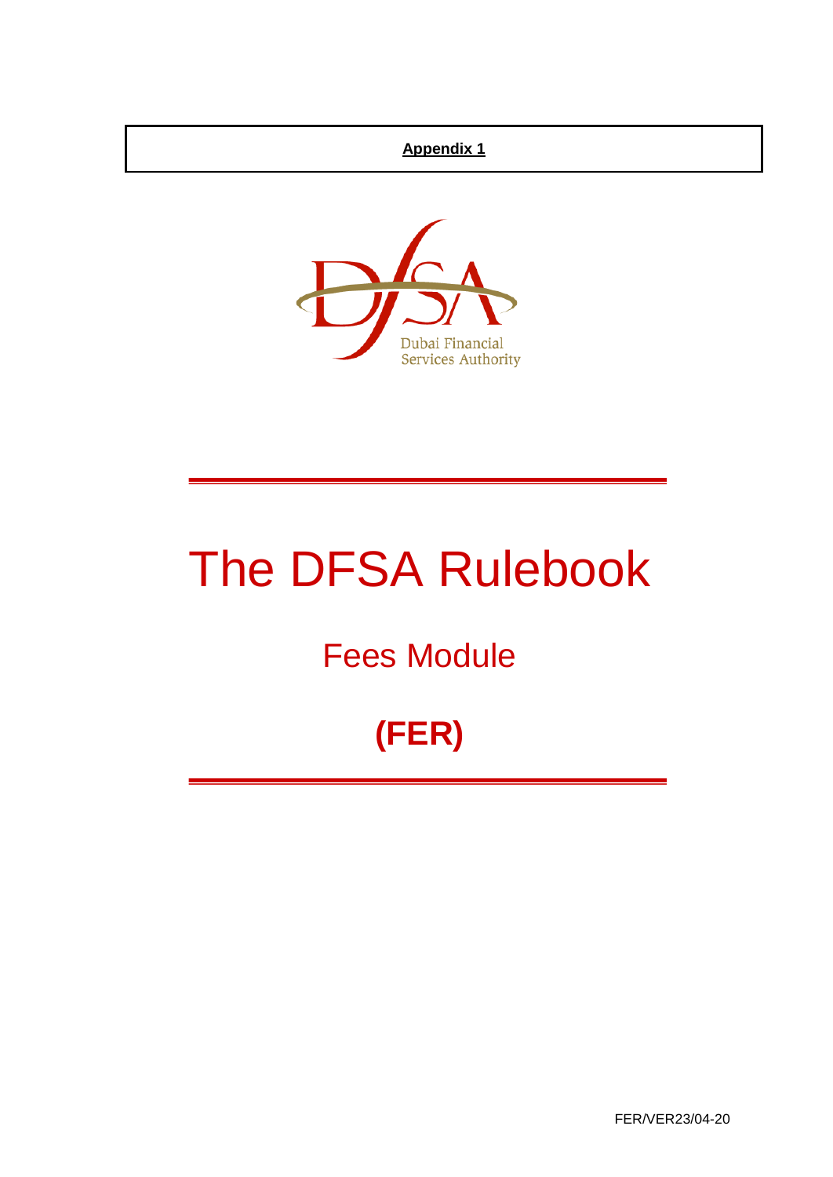**Appendix 1**

Dubai Financial Services Authority

# The DFSA Rulebook

## Fees Module

## (FER)

FER/VER23/04-20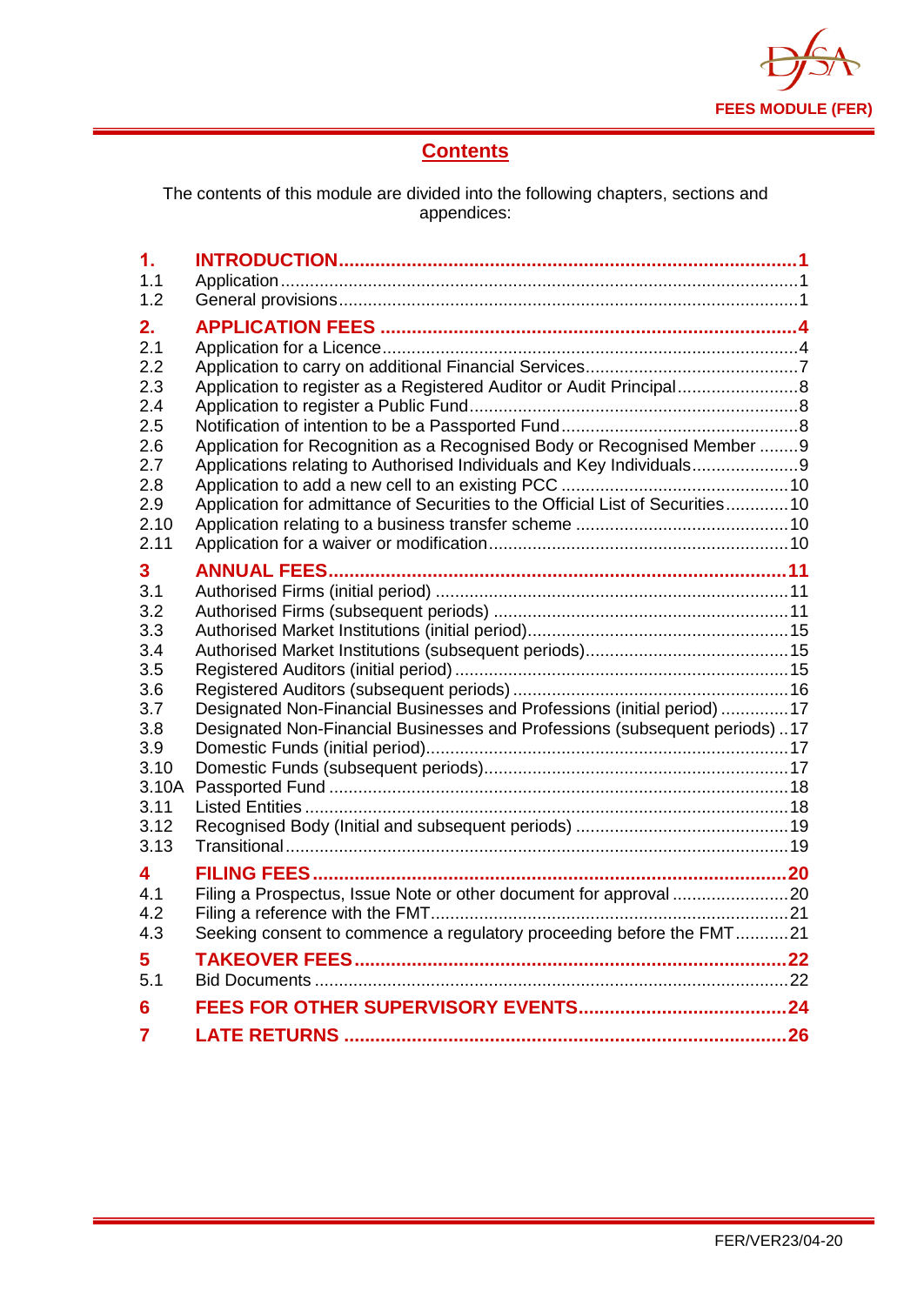## Contents

The contents of this module are divided into the following chapters, sections and appendices:

| | | |
|---|---|---|
| **1.** | **INTRODUCTION** | **1** |
| 1.1 | Application | 1 |
| 1.2 | General provisions | 1 |
| **2.** | **APPLICATION FEES** | **4** |
| 2.1 | Application for a Licence | 4 |
| 2.2 | Application to carry on additional Financial Services | 7 |
| 2.3 | Application to register as a Registered Auditor or Audit Principal | 8 |
| 2.4 | Application to register a Public Fund | 8 |
| 2.5 | Notification of intention to be a Passported Fund | 8 |
| 2.6 | Application for Recognition as a Recognised Body or Recognised Member | 9 |
| 2.7 | Applications relating to Authorised Individuals and Key Individuals | 9 |
| 2.8 | Application to add a new cell to an existing PCC | 10 |
| 2.9 | Application for admittance of Securities to the Official List of Securities | 10 |
| 2.10 | Application relating to a business transfer scheme | 10 |
| 2.11 | Application for a waiver or modification | 10 |
| **3** | **ANNUAL FEES** | **11** |
| 3.1 | Authorised Firms (initial period) | 11 |
| 3.2 | Authorised Firms (subsequent periods) | 11 |
| 3.3 | Authorised Market Institutions (initial period) | 15 |
| 3.4 | Authorised Market Institutions (subsequent periods) | 15 |
| 3.5 | Registered Auditors (initial period) | 15 |
| 3.6 | Registered Auditors (subsequent periods) | 16 |
| 3.7 | Designated Non-Financial Businesses and Professions (initial period) | 17 |
| 3.8 | Designated Non-Financial Businesses and Professions (subsequent periods) | 17 |
| 3.9 | Domestic Funds (initial period) | 17 |
| 3.10 | Domestic Funds (subsequent periods) | 17 |
| 3.10A | Passported Fund | 18 |
| 3.11 | Listed Entities | 18 |
| 3.12 | Recognised Body (Initial and subsequent periods) | 19 |
| 3.13 | Transitional | 19 |
| **4** | **FILING FEES** | **20** |
| 4.1 | Filing a Prospectus, Issue Note or other document for approval | 20 |
| 4.2 | Filing a reference with the FMT | 21 |
| 4.3 | Seeking consent to commence a regulatory proceeding before the FMT | 21 |
| **5** | **TAKEOVER FEES** | **22** |
| 5.1 | Bid Documents | 22 |
| **6** | **FEES FOR OTHER SUPERVISORY EVENTS** | **24** |
| **7** | **LATE RETURNS** | **26** |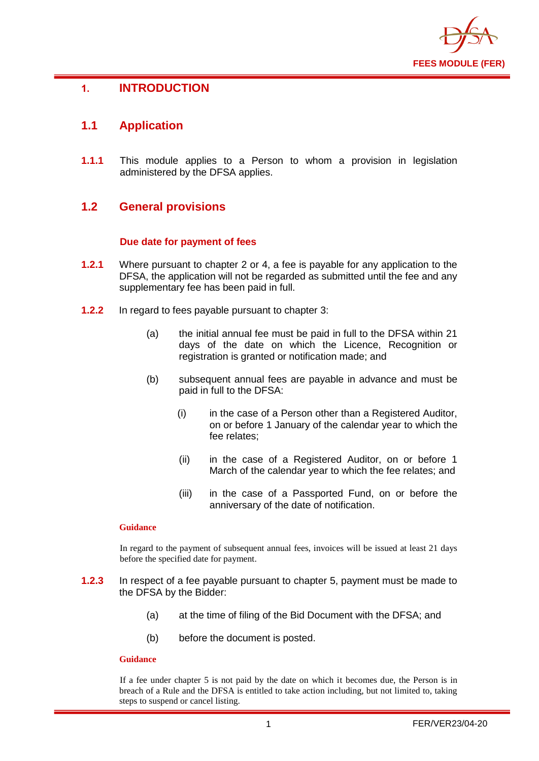# 1. INTRODUCTION

## 1.1 Application

**1.1.1** This module applies to a Person to whom a provision in legislation administered by the DFSA applies.

## 1.2 General provisions

### Due date for payment of fees

**1.2.1** Where pursuant to chapter 2 or 4, a fee is payable for any application to the DFSA, the application will not be regarded as submitted until the fee and any supplementary fee has been paid in full.

**1.2.2** In regard to fees payable pursuant to chapter 3:

(a) the initial annual fee must be paid in full to the DFSA within 21 days of the date on which the Licence, Recognition or registration is granted or notification made; and

(b) subsequent annual fees are payable in advance and must be paid in full to the DFSA:

(i) in the case of a Person other than a Registered Auditor, on or before 1 January of the calendar year to which the fee relates;

(ii) in the case of a Registered Auditor, on or before 1 March of the calendar year to which the fee relates; and

(iii) in the case of a Passported Fund, on or before the anniversary of the date of notification.

**Guidance**

In regard to the payment of subsequent annual fees, invoices will be issued at least 21 days before the specified date for payment.

**1.2.3** In respect of a fee payable pursuant to chapter 5, payment must be made to the DFSA by the Bidder:

(a) at the time of filing of the Bid Document with the DFSA; and

(b) before the document is posted.

**Guidance**

If a fee under chapter 5 is not paid by the date on which it becomes due, the Person is in breach of a Rule and the DFSA is entitled to take action including, but not limited to, taking steps to suspend or cancel listing.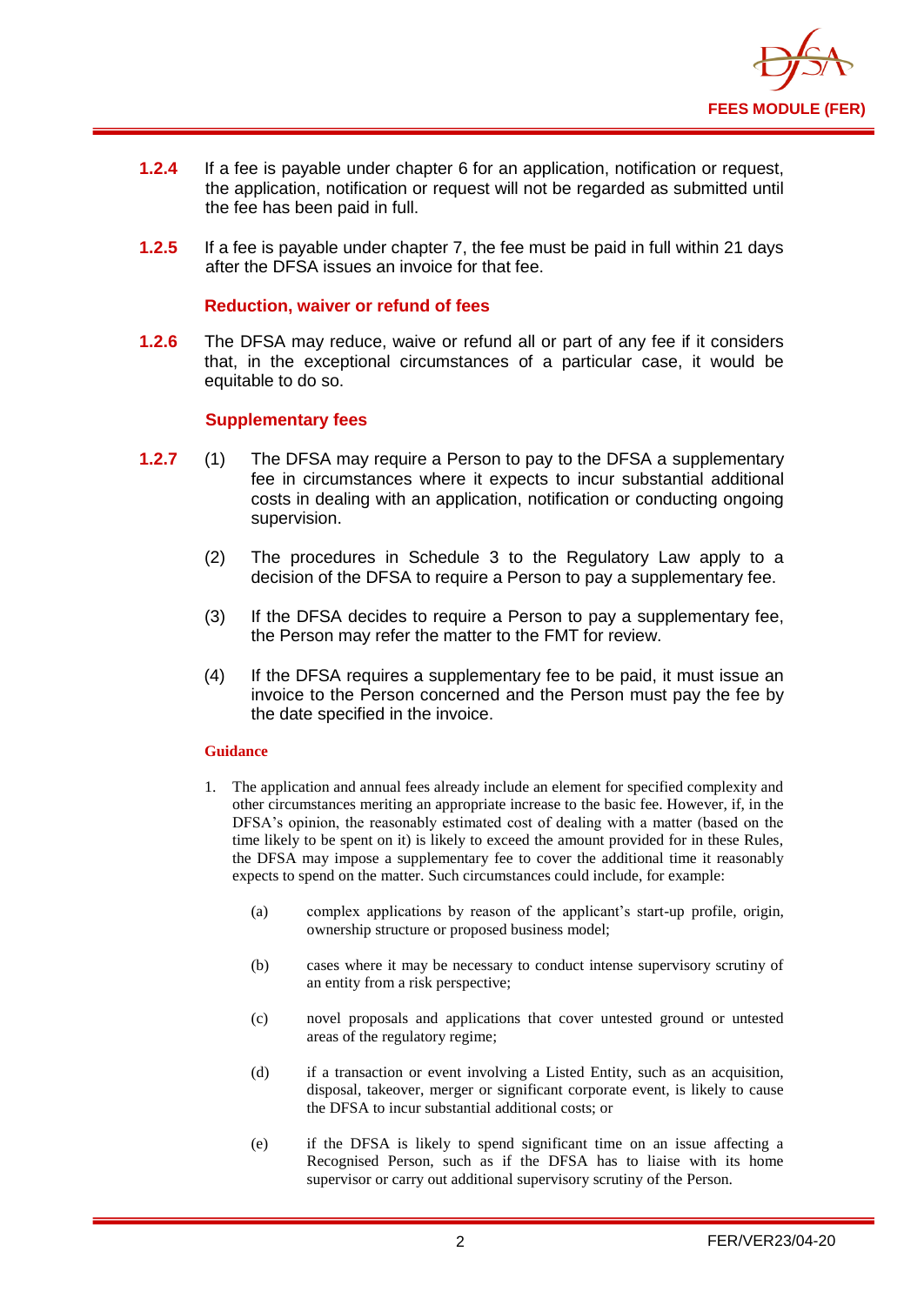**1.2.4** If a fee is payable under chapter 6 for an application, notification or request, the application, notification or request will not be regarded as submitted until the fee has been paid in full.

**1.2.5** If a fee is payable under chapter 7, the fee must be paid in full within 21 days after the DFSA issues an invoice for that fee.

### Reduction, waiver or refund of fees

**1.2.6** The DFSA may reduce, waive or refund all or part of any fee if it considers that, in the exceptional circumstances of a particular case, it would be equitable to do so.

### Supplementary fees

**1.2.7** (1) The DFSA may require a Person to pay to the DFSA a supplementary fee in circumstances where it expects to incur substantial additional costs in dealing with an application, notification or conducting ongoing supervision.

(2) The procedures in Schedule 3 to the Regulatory Law apply to a decision of the DFSA to require a Person to pay a supplementary fee.

(3) If the DFSA decides to require a Person to pay a supplementary fee, the Person may refer the matter to the FMT for review.

(4) If the DFSA requires a supplementary fee to be paid, it must issue an invoice to the Person concerned and the Person must pay the fee by the date specified in the invoice.

#### Guidance

1. The application and annual fees already include an element for specified complexity and other circumstances meriting an appropriate increase to the basic fee. However, if, in the DFSA's opinion, the reasonably estimated cost of dealing with a matter (based on the time likely to be spent on it) is likely to exceed the amount provided for in these Rules, the DFSA may impose a supplementary fee to cover the additional time it reasonably expects to spend on the matter. Such circumstances could include, for example:

   (a) complex applications by reason of the applicant's start-up profile, origin, ownership structure or proposed business model;

   (b) cases where it may be necessary to conduct intense supervisory scrutiny of an entity from a risk perspective;

   (c) novel proposals and applications that cover untested ground or untested areas of the regulatory regime;

   (d) if a transaction or event involving a Listed Entity, such as an acquisition, disposal, takeover, merger or significant corporate event, is likely to cause the DFSA to incur substantial additional costs; or

   (e) if the DFSA is likely to spend significant time on an issue affecting a Recognised Person, such as if the DFSA has to liaise with its home supervisor or carry out additional supervisory scrutiny of the Person.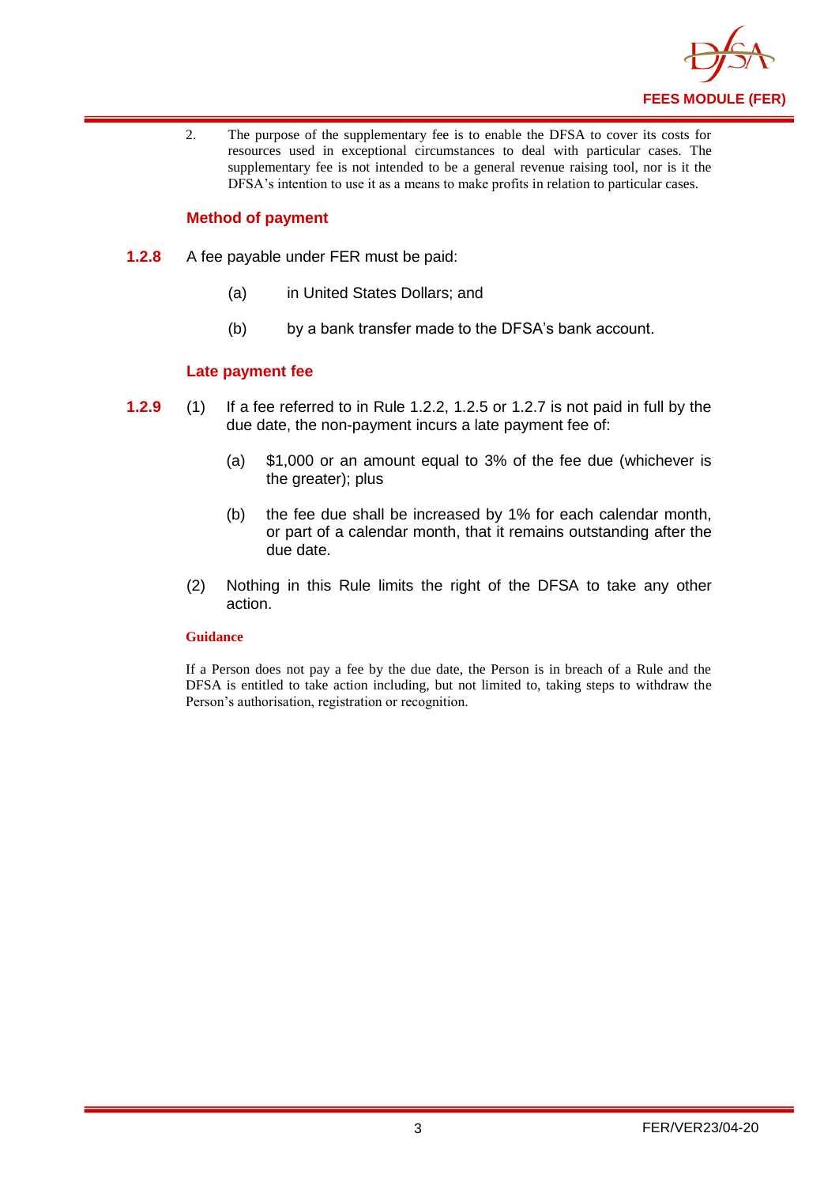2. The purpose of the supplementary fee is to enable the DFSA to cover its costs for resources used in exceptional circumstances to deal with particular cases. The supplementary fee is not intended to be a general revenue raising tool, nor is it the DFSA's intention to use it as a means to make profits in relation to particular cases.

### Method of payment

**1.2.8** A fee payable under FER must be paid:

(a) in United States Dollars; and

(b) by a bank transfer made to the DFSA's bank account.

### Late payment fee

**1.2.9** (1) If a fee referred to in Rule 1.2.2, 1.2.5 or 1.2.7 is not paid in full by the due date, the non-payment incurs a late payment fee of:

(a) $1,000 or an amount equal to 3% of the fee due (whichever is the greater); plus

(b) the fee due shall be increased by 1% for each calendar month, or part of a calendar month, that it remains outstanding after the due date.

(2) Nothing in this Rule limits the right of the DFSA to take any other action.

**Guidance**

If a Person does not pay a fee by the due date, the Person is in breach of a Rule and the DFSA is entitled to take action including, but not limited to, taking steps to withdraw the Person's authorisation, registration or recognition.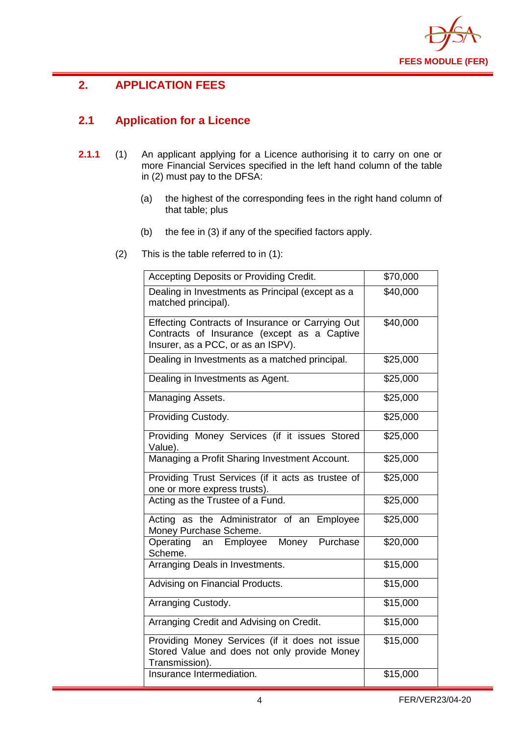## 2. APPLICATION FEES

### 2.1 Application for a Licence

**2.1.1** (1) An applicant applying for a Licence authorising it to carry on one or more Financial Services specified in the left hand column of the table in (2) must pay to the DFSA:

(a) the highest of the corresponding fees in the right hand column of that table; plus

(b) the fee in (3) if any of the specified factors apply.

(2) This is the table referred to in (1):

| | |
|---|---|
| Accepting Deposits or Providing Credit. | $70,000 |
| Dealing in Investments as Principal (except as a matched principal). | $40,000 |
| Effecting Contracts of Insurance or Carrying Out Contracts of Insurance (except as a Captive Insurer, as a PCC, or as an ISPV). | $40,000 |
| Dealing in Investments as a matched principal. | $25,000 |
| Dealing in Investments as Agent. | $25,000 |
| Managing Assets. | $25,000 |
| Providing Custody. | $25,000 |
| Providing Money Services (if it issues Stored Value). | $25,000 |
| Managing a Profit Sharing Investment Account. | $25,000 |
| Providing Trust Services (if it acts as trustee of one or more express trusts). | $25,000 |
| Acting as the Trustee of a Fund. | $25,000 |
| Acting as the Administrator of an Employee Money Purchase Scheme. | $25,000 |
| Operating an Employee Money Purchase Scheme. | $20,000 |
| Arranging Deals in Investments. | $15,000 |
| Advising on Financial Products. | $15,000 |
| Arranging Custody. | $15,000 |
| Arranging Credit and Advising on Credit. | $15,000 |
| Providing Money Services (if it does not issue Stored Value and does not only provide Money Transmission). | $15,000 |
| Insurance Intermediation. | $15,000 |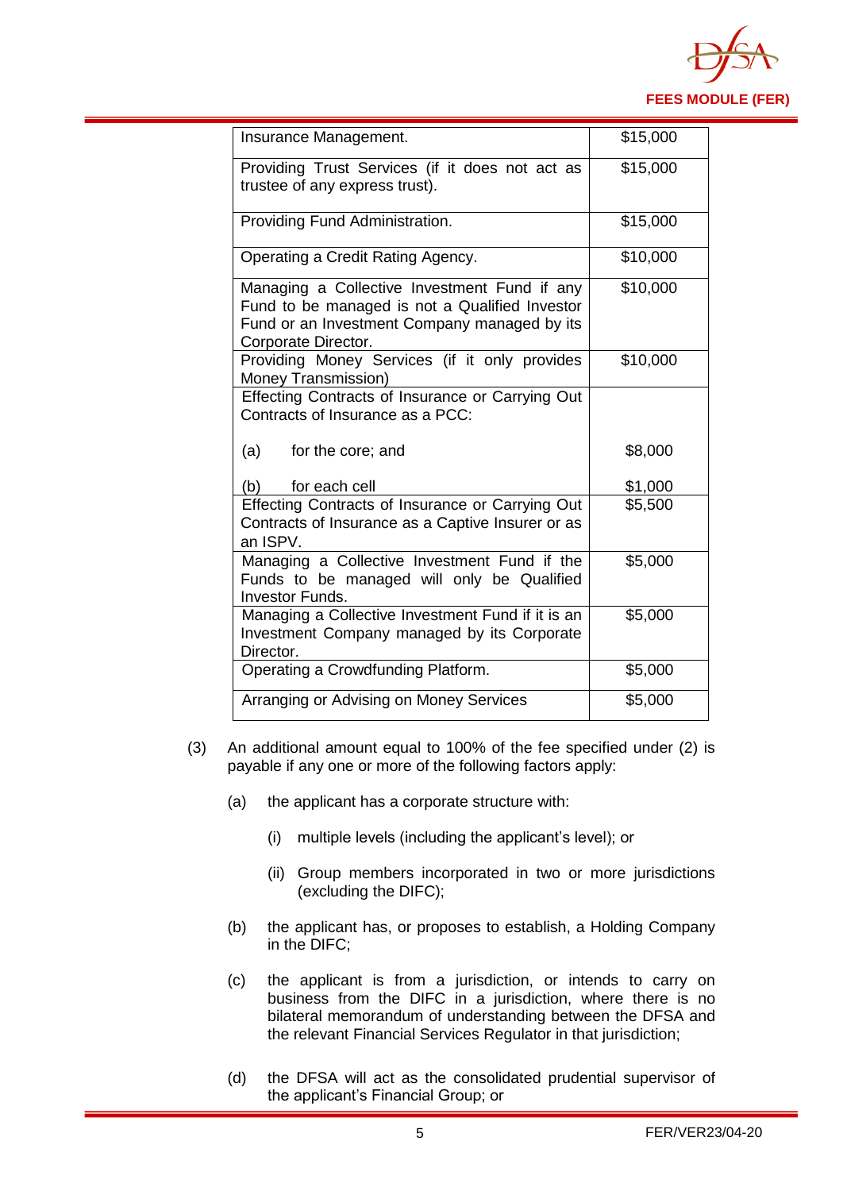| | |
|---|---|
| Insurance Management. | $15,000 |
| Providing Trust Services (if it does not act as trustee of any express trust). | $15,000 |
| Providing Fund Administration. | $15,000 |
| Operating a Credit Rating Agency. | $10,000 |
| Managing a Collective Investment Fund if any Fund to be managed is not a Qualified Investor Fund or an Investment Company managed by its Corporate Director. | $10,000 |
| Providing Money Services (if it only provides Money Transmission) | $10,000 |
| Effecting Contracts of Insurance or Carrying Out Contracts of Insurance as a PCC: | |
| (a) for the core; and | $8,000 |
| (b) for each cell | $1,000 |
| Effecting Contracts of Insurance or Carrying Out Contracts of Insurance as a Captive Insurer or as an ISPV. | $5,500 |
| Managing a Collective Investment Fund if the Funds to be managed will only be Qualified Investor Funds. | $5,000 |
| Managing a Collective Investment Fund if it is an Investment Company managed by its Corporate Director. | $5,000 |
| Operating a Crowdfunding Platform. | $5,000 |
| Arranging or Advising on Money Services | $5,000 |

(3) An additional amount equal to 100% of the fee specified under (2) is payable if any one or more of the following factors apply:

(a) the applicant has a corporate structure with:

(i) multiple levels (including the applicant's level); or

(ii) Group members incorporated in two or more jurisdictions (excluding the DIFC);

(b) the applicant has, or proposes to establish, a Holding Company in the DIFC;

(c) the applicant is from a jurisdiction, or intends to carry on business from the DIFC in a jurisdiction, where there is no bilateral memorandum of understanding between the DFSA and the relevant Financial Services Regulator in that jurisdiction;

(d) the DFSA will act as the consolidated prudential supervisor of the applicant's Financial Group; or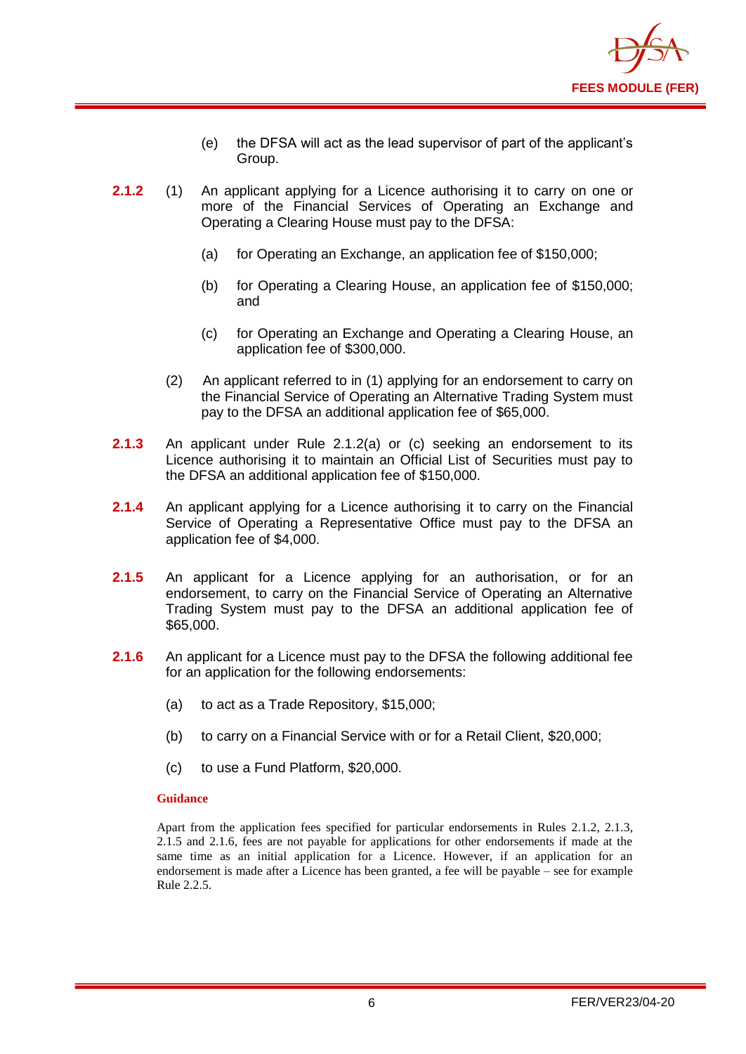(e) the DFSA will act as the lead supervisor of part of the applicant's Group.

**2.1.2** (1) An applicant applying for a Licence authorising it to carry on one or more of the Financial Services of Operating an Exchange and Operating a Clearing House must pay to the DFSA:

(a) for Operating an Exchange, an application fee of $150,000;

(b) for Operating a Clearing House, an application fee of $150,000; and

(c) for Operating an Exchange and Operating a Clearing House, an application fee of $300,000.

(2) An applicant referred to in (1) applying for an endorsement to carry on the Financial Service of Operating an Alternative Trading System must pay to the DFSA an additional application fee of $65,000.

**2.1.3** An applicant under Rule 2.1.2(a) or (c) seeking an endorsement to its Licence authorising it to maintain an Official List of Securities must pay to the DFSA an additional application fee of $150,000.

**2.1.4** An applicant applying for a Licence authorising it to carry on the Financial Service of Operating a Representative Office must pay to the DFSA an application fee of $4,000.

**2.1.5** An applicant for a Licence applying for an authorisation, or for an endorsement, to carry on the Financial Service of Operating an Alternative Trading System must pay to the DFSA an additional application fee of $65,000.

**2.1.6** An applicant for a Licence must pay to the DFSA the following additional fee for an application for the following endorsements:

(a) to act as a Trade Repository, $15,000;

(b) to carry on a Financial Service with or for a Retail Client, $20,000;

(c) to use a Fund Platform, $20,000.

**Guidance**

Apart from the application fees specified for particular endorsements in Rules 2.1.2, 2.1.3, 2.1.5 and 2.1.6, fees are not payable for applications for other endorsements if made at the same time as an initial application for a Licence. However, if an application for an endorsement is made after a Licence has been granted, a fee will be payable – see for example Rule 2.2.5.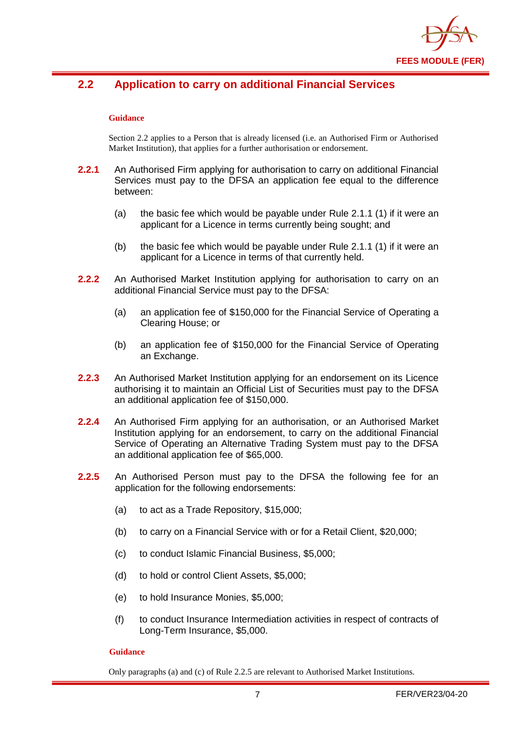## 2.2 Application to carry on additional Financial Services

**Guidance**

Section 2.2 applies to a Person that is already licensed (i.e. an Authorised Firm or Authorised Market Institution), that applies for a further authorisation or endorsement.

**2.2.1** An Authorised Firm applying for authorisation to carry on additional Financial Services must pay to the DFSA an application fee equal to the difference between:

(a) the basic fee which would be payable under Rule 2.1.1 (1) if it were an applicant for a Licence in terms currently being sought; and

(b) the basic fee which would be payable under Rule 2.1.1 (1) if it were an applicant for a Licence in terms of that currently held.

**2.2.2** An Authorised Market Institution applying for authorisation to carry on an additional Financial Service must pay to the DFSA:

(a) an application fee of $150,000 for the Financial Service of Operating a Clearing House; or

(b) an application fee of $150,000 for the Financial Service of Operating an Exchange.

**2.2.3** An Authorised Market Institution applying for an endorsement on its Licence authorising it to maintain an Official List of Securities must pay to the DFSA an additional application fee of $150,000.

**2.2.4** An Authorised Firm applying for an authorisation, or an Authorised Market Institution applying for an endorsement, to carry on the additional Financial Service of Operating an Alternative Trading System must pay to the DFSA an additional application fee of $65,000.

**2.2.5** An Authorised Person must pay to the DFSA the following fee for an application for the following endorsements:

(a) to act as a Trade Repository, $15,000;

(b) to carry on a Financial Service with or for a Retail Client, $20,000;

(c) to conduct Islamic Financial Business, $5,000;

(d) to hold or control Client Assets, $5,000;

(e) to hold Insurance Monies, $5,000;

(f) to conduct Insurance Intermediation activities in respect of contracts of Long-Term Insurance, $5,000.

**Guidance**

Only paragraphs (a) and (c) of Rule 2.2.5 are relevant to Authorised Market Institutions.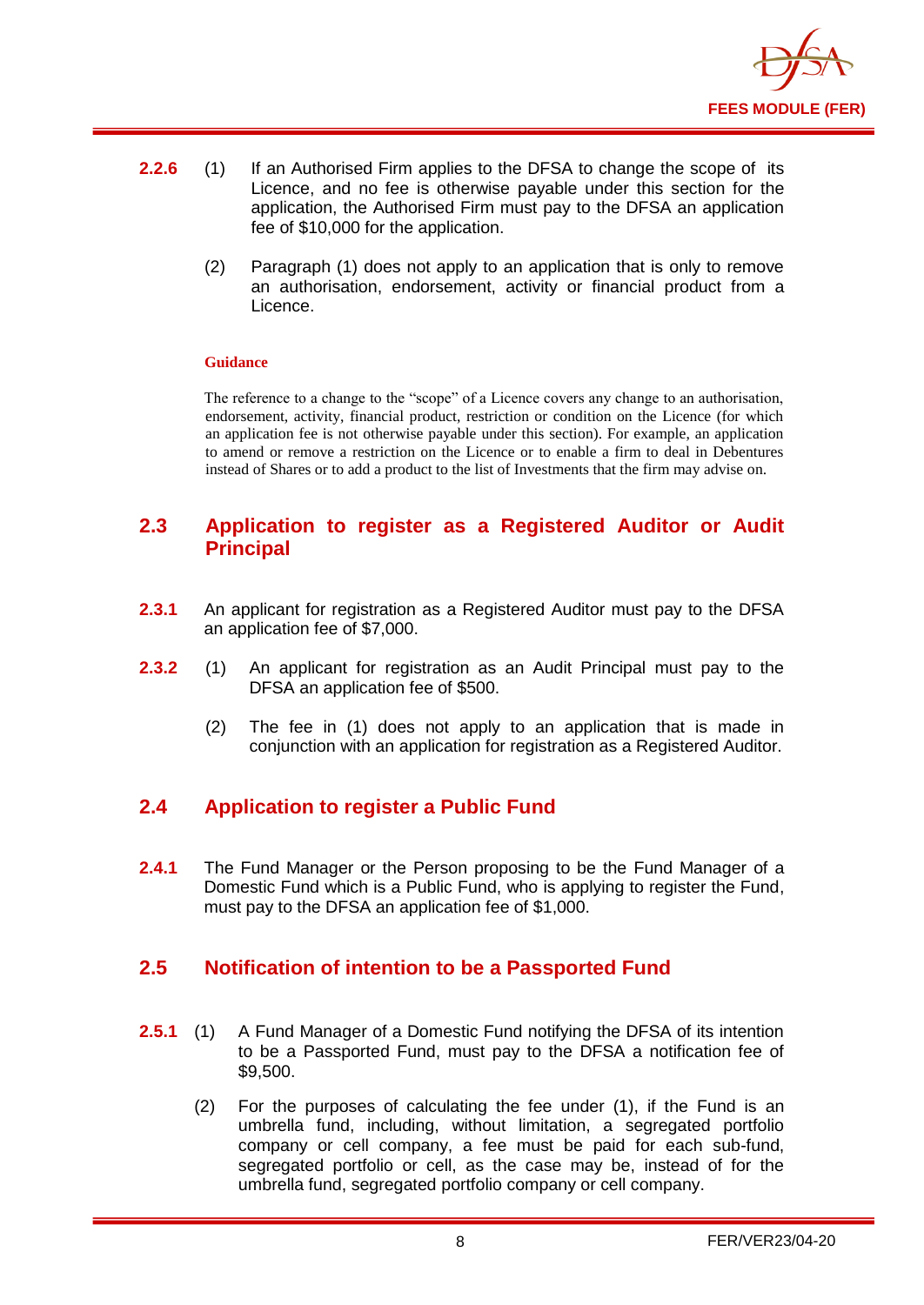**2.2.6** (1) If an Authorised Firm applies to the DFSA to change the scope of its Licence, and no fee is otherwise payable under this section for the application, the Authorised Firm must pay to the DFSA an application fee of $10,000 for the application.

(2) Paragraph (1) does not apply to an application that is only to remove an authorisation, endorsement, activity or financial product from a Licence.

**Guidance**

The reference to a change to the "scope" of a Licence covers any change to an authorisation, endorsement, activity, financial product, restriction or condition on the Licence (for which an application fee is not otherwise payable under this section). For example, an application to amend or remove a restriction on the Licence or to enable a firm to deal in Debentures instead of Shares or to add a product to the list of Investments that the firm may advise on.

## 2.3 Application to register as a Registered Auditor or Audit Principal

**2.3.1** An applicant for registration as a Registered Auditor must pay to the DFSA an application fee of $7,000.

**2.3.2** (1) An applicant for registration as an Audit Principal must pay to the DFSA an application fee of $500.

(2) The fee in (1) does not apply to an application that is made in conjunction with an application for registration as a Registered Auditor.

## 2.4 Application to register a Public Fund

**2.4.1** The Fund Manager or the Person proposing to be the Fund Manager of a Domestic Fund which is a Public Fund, who is applying to register the Fund, must pay to the DFSA an application fee of $1,000.

## 2.5 Notification of intention to be a Passported Fund

**2.5.1** (1) A Fund Manager of a Domestic Fund notifying the DFSA of its intention to be a Passported Fund, must pay to the DFSA a notification fee of $9,500.

(2) For the purposes of calculating the fee under (1), if the Fund is an umbrella fund, including, without limitation, a segregated portfolio company or cell company, a fee must be paid for each sub-fund, segregated portfolio or cell, as the case may be, instead of for the umbrella fund, segregated portfolio company or cell company.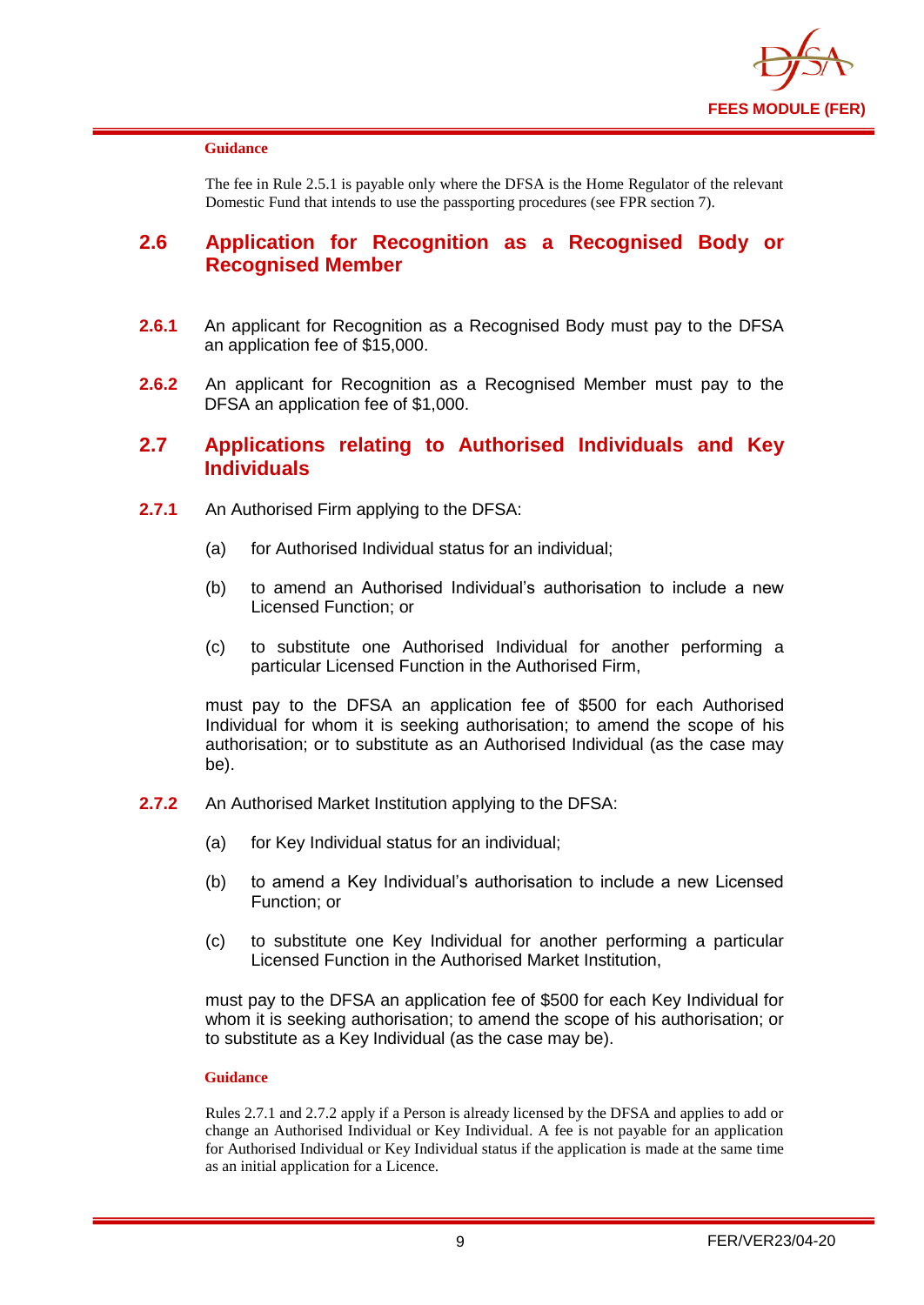**Guidance**

The fee in Rule 2.5.1 is payable only where the DFSA is the Home Regulator of the relevant Domestic Fund that intends to use the passporting procedures (see FPR section 7).

## 2.6 Application for Recognition as a Recognised Body or Recognised Member

**2.6.1** An applicant for Recognition as a Recognised Body must pay to the DFSA an application fee of $15,000.

**2.6.2** An applicant for Recognition as a Recognised Member must pay to the DFSA an application fee of $1,000.

## 2.7 Applications relating to Authorised Individuals and Key Individuals

**2.7.1** An Authorised Firm applying to the DFSA:

(a) for Authorised Individual status for an individual;

(b) to amend an Authorised Individual's authorisation to include a new Licensed Function; or

(c) to substitute one Authorised Individual for another performing a particular Licensed Function in the Authorised Firm,

must pay to the DFSA an application fee of $500 for each Authorised Individual for whom it is seeking authorisation; to amend the scope of his authorisation; or to substitute as an Authorised Individual (as the case may be).

**2.7.2** An Authorised Market Institution applying to the DFSA:

(a) for Key Individual status for an individual;

(b) to amend a Key Individual's authorisation to include a new Licensed Function; or

(c) to substitute one Key Individual for another performing a particular Licensed Function in the Authorised Market Institution,

must pay to the DFSA an application fee of $500 for each Key Individual for whom it is seeking authorisation; to amend the scope of his authorisation; or to substitute as a Key Individual (as the case may be).

**Guidance**

Rules 2.7.1 and 2.7.2 apply if a Person is already licensed by the DFSA and applies to add or change an Authorised Individual or Key Individual. A fee is not payable for an application for Authorised Individual or Key Individual status if the application is made at the same time as an initial application for a Licence.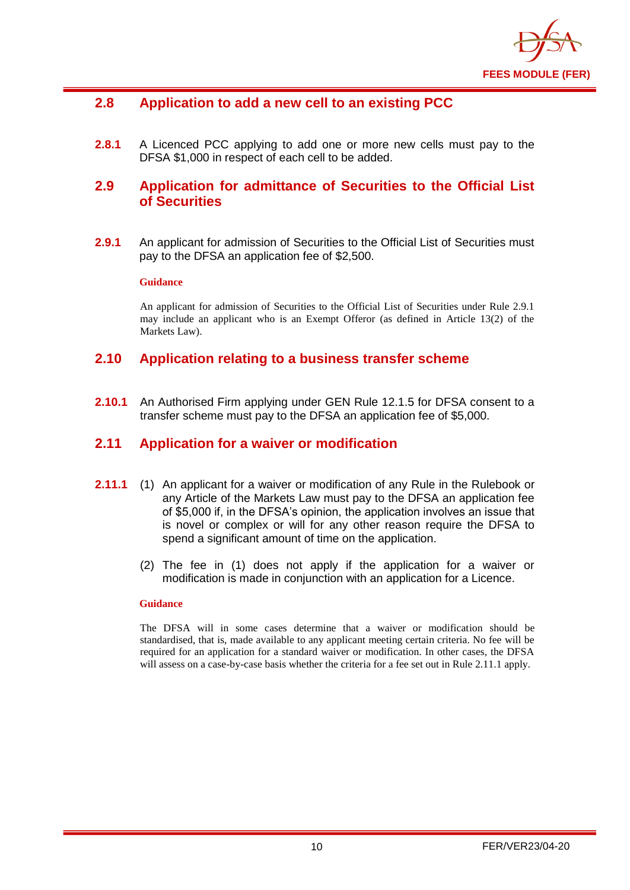## 2.8 Application to add a new cell to an existing PCC

**2.8.1** A Licenced PCC applying to add one or more new cells must pay to the DFSA $1,000 in respect of each cell to be added.

## 2.9 Application for admittance of Securities to the Official List of Securities

**2.9.1** An applicant for admission of Securities to the Official List of Securities must pay to the DFSA an application fee of $2,500.

**Guidance**

An applicant for admission of Securities to the Official List of Securities under Rule 2.9.1 may include an applicant who is an Exempt Offeror (as defined in Article 13(2) of the Markets Law).

## 2.10 Application relating to a business transfer scheme

**2.10.1** An Authorised Firm applying under GEN Rule 12.1.5 for DFSA consent to a transfer scheme must pay to the DFSA an application fee of $5,000.

## 2.11 Application for a waiver or modification

**2.11.1** (1) An applicant for a waiver or modification of any Rule in the Rulebook or any Article of the Markets Law must pay to the DFSA an application fee of $5,000 if, in the DFSA's opinion, the application involves an issue that is novel or complex or will for any other reason require the DFSA to spend a significant amount of time on the application.

(2) The fee in (1) does not apply if the application for a waiver or modification is made in conjunction with an application for a Licence.

**Guidance**

The DFSA will in some cases determine that a waiver or modification should be standardised, that is, made available to any applicant meeting certain criteria. No fee will be required for an application for a standard waiver or modification. In other cases, the DFSA will assess on a case-by-case basis whether the criteria for a fee set out in Rule 2.11.1 apply.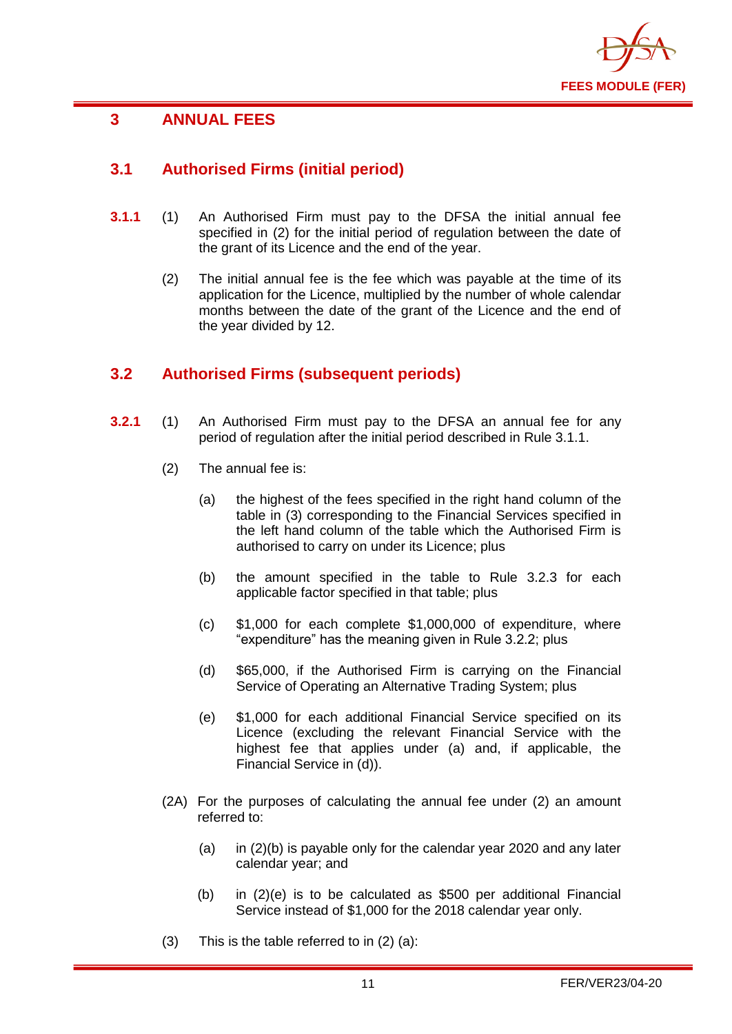# 3 ANNUAL FEES

## 3.1 Authorised Firms (initial period)

**3.1.1** (1) An Authorised Firm must pay to the DFSA the initial annual fee specified in (2) for the initial period of regulation between the date of the grant of its Licence and the end of the year.

(2) The initial annual fee is the fee which was payable at the time of its application for the Licence, multiplied by the number of whole calendar months between the date of the grant of the Licence and the end of the year divided by 12.

## 3.2 Authorised Firms (subsequent periods)

**3.2.1** (1) An Authorised Firm must pay to the DFSA an annual fee for any period of regulation after the initial period described in Rule 3.1.1.

(2) The annual fee is:

(a) the highest of the fees specified in the right hand column of the table in (3) corresponding to the Financial Services specified in the left hand column of the table which the Authorised Firm is authorised to carry on under its Licence; plus

(b) the amount specified in the table to Rule 3.2.3 for each applicable factor specified in that table; plus

(c) $1,000 for each complete $1,000,000 of expenditure, where "expenditure" has the meaning given in Rule 3.2.2; plus

(d) $65,000, if the Authorised Firm is carrying on the Financial Service of Operating an Alternative Trading System; plus

(e) $1,000 for each additional Financial Service specified on its Licence (excluding the relevant Financial Service with the highest fee that applies under (a) and, if applicable, the Financial Service in (d)).

(2A) For the purposes of calculating the annual fee under (2) an amount referred to:

(a) in (2)(b) is payable only for the calendar year 2020 and any later calendar year; and

(b) in (2)(e) is to be calculated as $500 per additional Financial Service instead of $1,000 for the 2018 calendar year only.

(3) This is the table referred to in (2) (a):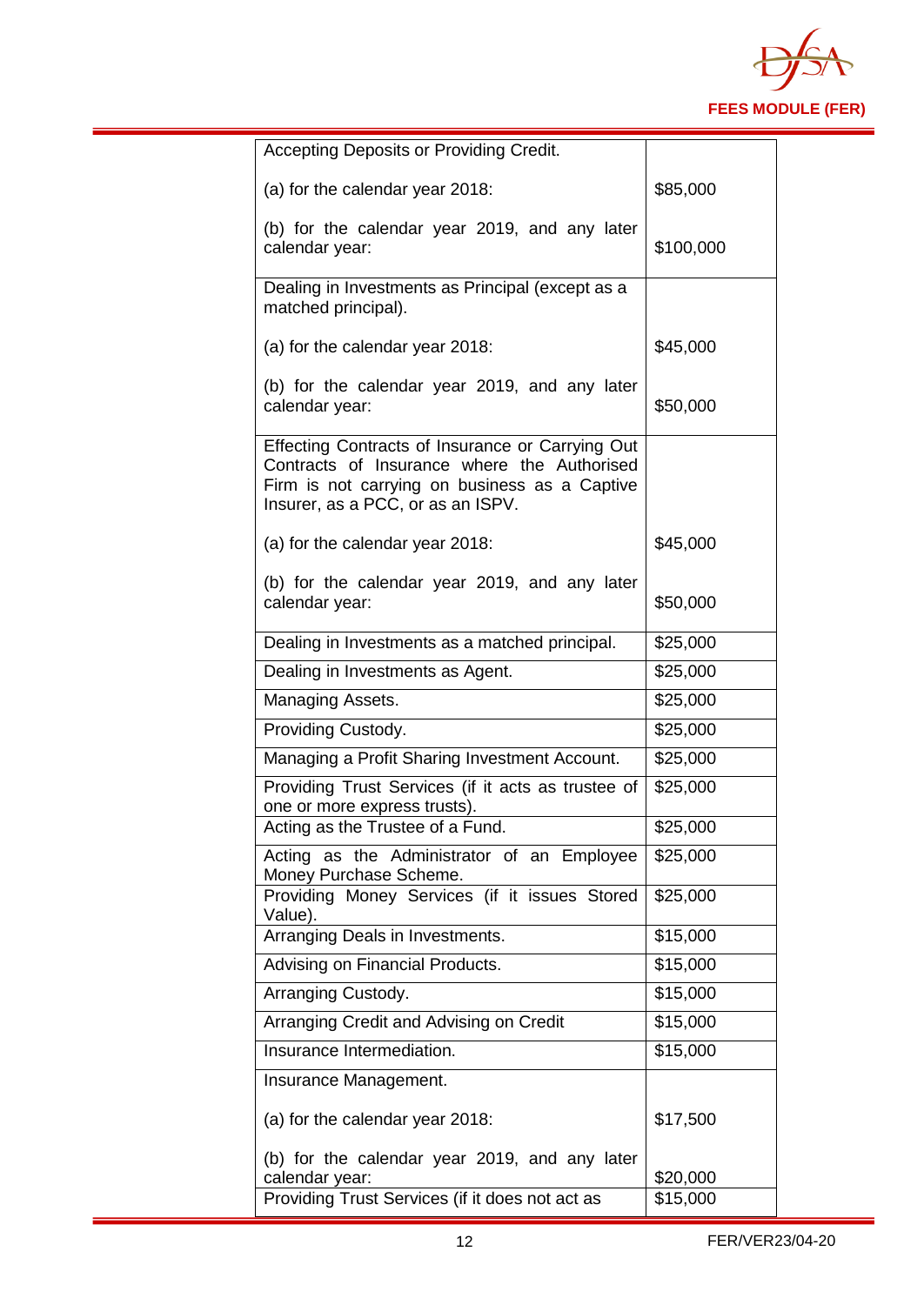| | |
|---|---|
| Accepting Deposits or Providing Credit.<br><br>(a) for the calendar year 2018:<br><br>(b) for the calendar year 2019, and any later calendar year: | <br><br>$85,000<br><br>$100,000 |
| Dealing in Investments as Principal (except as a matched principal).<br><br>(a) for the calendar year 2018:<br><br>(b) for the calendar year 2019, and any later calendar year: | <br><br>$45,000<br><br>$50,000 |
| Effecting Contracts of Insurance or Carrying Out Contracts of Insurance where the Authorised Firm is not carrying on business as a Captive Insurer, as a PCC, or as an ISPV.<br><br>(a) for the calendar year 2018:<br><br>(b) for the calendar year 2019, and any later calendar year: | <br><br>$45,000<br><br>$50,000 |
| Dealing in Investments as a matched principal. | $25,000 |
| Dealing in Investments as Agent. | $25,000 |
| Managing Assets. | $25,000 |
| Providing Custody. | $25,000 |
| Managing a Profit Sharing Investment Account. | $25,000 |
| Providing Trust Services (if it acts as trustee of one or more express trusts). | $25,000 |
| Acting as the Trustee of a Fund. | $25,000 |
| Acting as the Administrator of an Employee Money Purchase Scheme. | $25,000 |
| Providing Money Services (if it issues Stored Value). | $25,000 |
| Arranging Deals in Investments. | $15,000 |
| Advising on Financial Products. | $15,000 |
| Arranging Custody. | $15,000 |
| Arranging Credit and Advising on Credit | $15,000 |
| Insurance Intermediation. | $15,000 |
| Insurance Management.<br><br>(a) for the calendar year 2018:<br><br>(b) for the calendar year 2019, and any later calendar year: | <br><br>$17,500<br><br>$20,000 |
| Providing Trust Services (if it does not act as | $15,000 |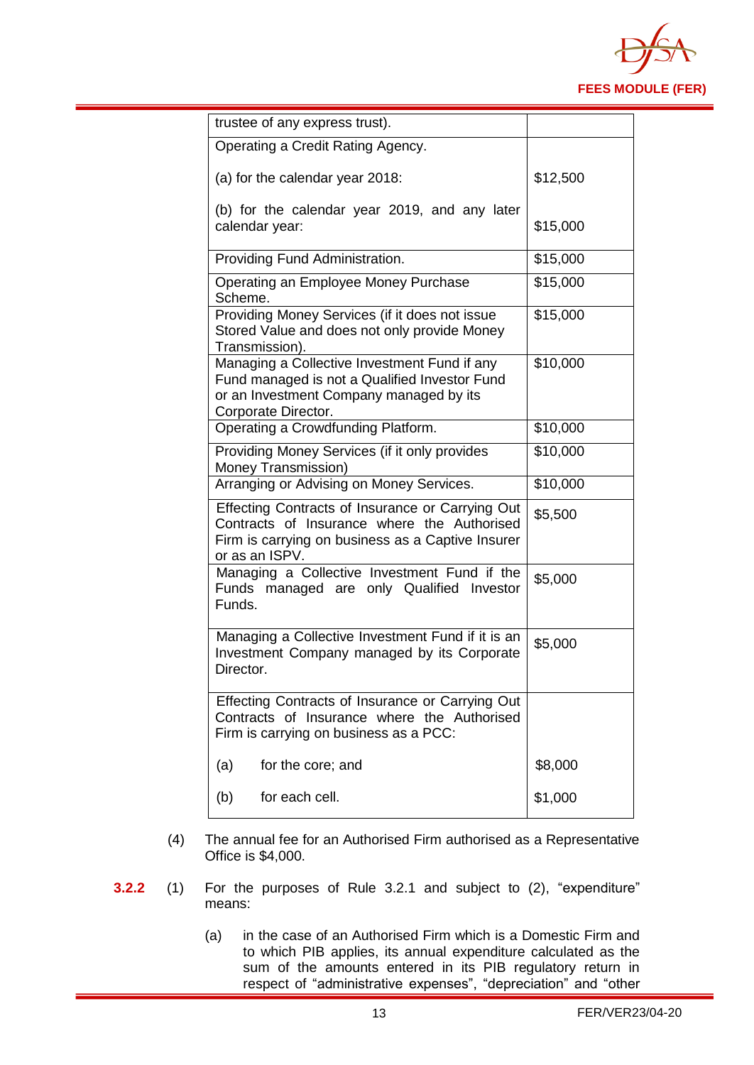| | |
|---|---|
| trustee of any express trust). | |
| Operating a Credit Rating Agency.<br><br>(a) for the calendar year 2018:<br><br>(b) for the calendar year 2019, and any later calendar year: | <br><br>$12,500<br><br>$15,000 |
| Providing Fund Administration. | $15,000 |
| Operating an Employee Money Purchase Scheme. | $15,000 |
| Providing Money Services (if it does not issue Stored Value and does not only provide Money Transmission). | $15,000 |
| Managing a Collective Investment Fund if any Fund managed is not a Qualified Investor Fund or an Investment Company managed by its Corporate Director. | $10,000 |
| Operating a Crowdfunding Platform. | $10,000 |
| Providing Money Services (if it only provides Money Transmission) | $10,000 |
| Arranging or Advising on Money Services. | $10,000 |
| Effecting Contracts of Insurance or Carrying Out Contracts of Insurance where the Authorised Firm is carrying on business as a Captive Insurer or as an ISPV. | $5,500 |
| Managing a Collective Investment Fund if the Funds managed are only Qualified Investor Funds. | $5,000 |
| Managing a Collective Investment Fund if it is an Investment Company managed by its Corporate Director. | $5,000 |
| Effecting Contracts of Insurance or Carrying Out Contracts of Insurance where the Authorised Firm is carrying on business as a PCC:<br><br>(a) for the core; and<br><br>(b) for each cell. | <br><br><br><br>$8,000<br><br>$1,000 |

(4) The annual fee for an Authorised Firm authorised as a Representative Office is $4,000.

**3.2.2** (1) For the purposes of Rule 3.2.1 and subject to (2), "expenditure" means:

(a) in the case of an Authorised Firm which is a Domestic Firm and to which PIB applies, its annual expenditure calculated as the sum of the amounts entered in its PIB regulatory return in respect of "administrative expenses", "depreciation" and "other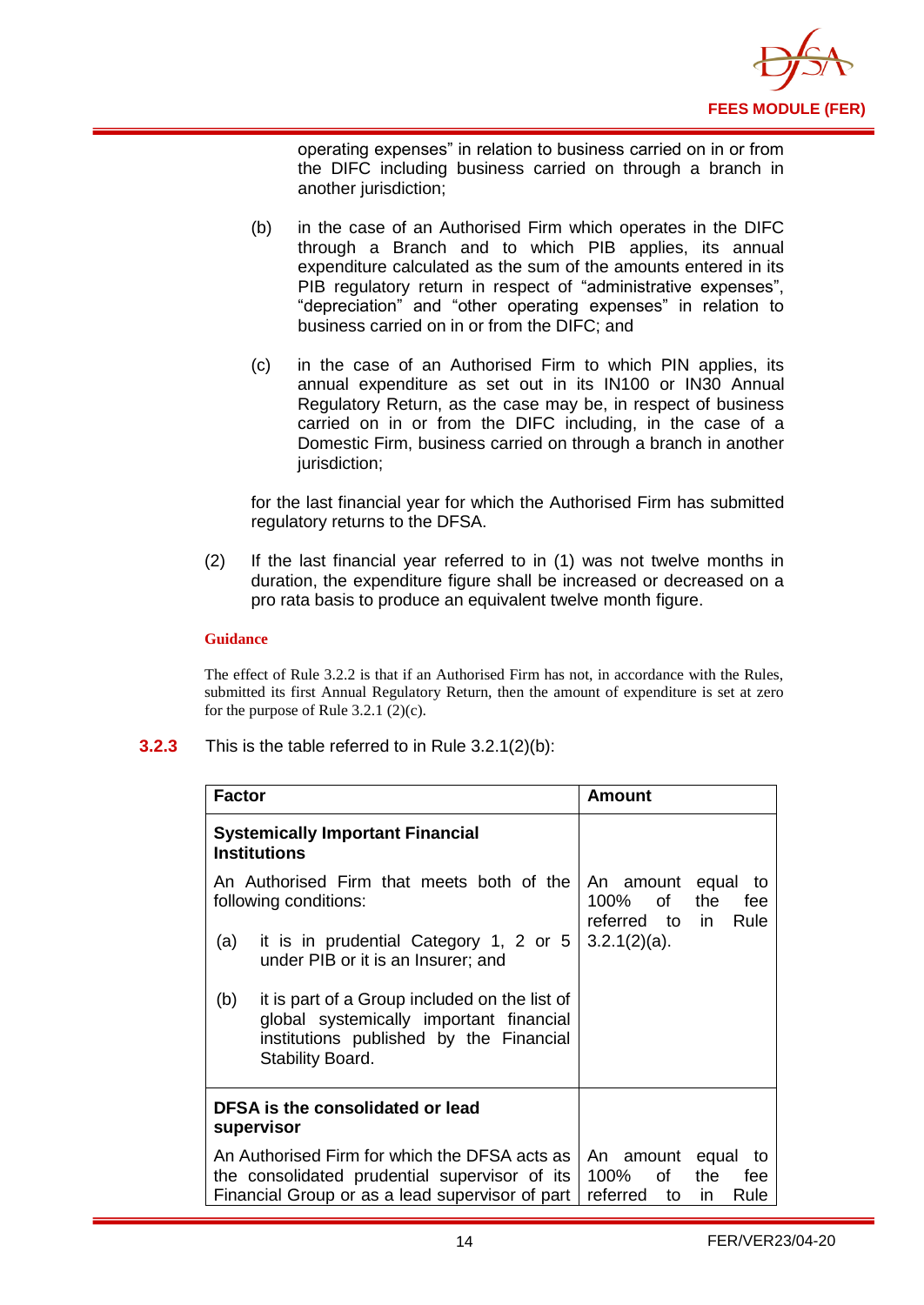operating expenses" in relation to business carried on in or from the DIFC including business carried on through a branch in another jurisdiction;

(b) in the case of an Authorised Firm which operates in the DIFC through a Branch and to which PIB applies, its annual expenditure calculated as the sum of the amounts entered in its PIB regulatory return in respect of "administrative expenses", "depreciation" and "other operating expenses" in relation to business carried on in or from the DIFC; and

(c) in the case of an Authorised Firm to which PIN applies, its annual expenditure as set out in its IN100 or IN30 Annual Regulatory Return, as the case may be, in respect of business carried on in or from the DIFC including, in the case of a Domestic Firm, business carried on through a branch in another jurisdiction;

for the last financial year for which the Authorised Firm has submitted regulatory returns to the DFSA.

(2) If the last financial year referred to in (1) was not twelve months in duration, the expenditure figure shall be increased or decreased on a pro rata basis to produce an equivalent twelve month figure.

**Guidance**

The effect of Rule 3.2.2 is that if an Authorised Firm has not, in accordance with the Rules, submitted its first Annual Regulatory Return, then the amount of expenditure is set at zero for the purpose of Rule 3.2.1 (2)(c).

**3.2.3** This is the table referred to in Rule 3.2.1(2)(b):

| Factor | Amount |
|---|---|
| **Systemically Important Financial Institutions** | |
| An Authorised Firm that meets both of the following conditions:<br>(a) it is in prudential Category 1, 2 or 5 under PIB or it is an Insurer; and<br>(b) it is part of a Group included on the list of global systemically important financial institutions published by the Financial Stability Board. | An amount equal to 100% of the fee referred to in Rule 3.2.1(2)(a). |
| **DFSA is the consolidated or lead supervisor** | |
| An Authorised Firm for which the DFSA acts as the consolidated prudential supervisor of its Financial Group or as a lead supervisor of part | An amount equal to 100% of the fee referred to in Rule |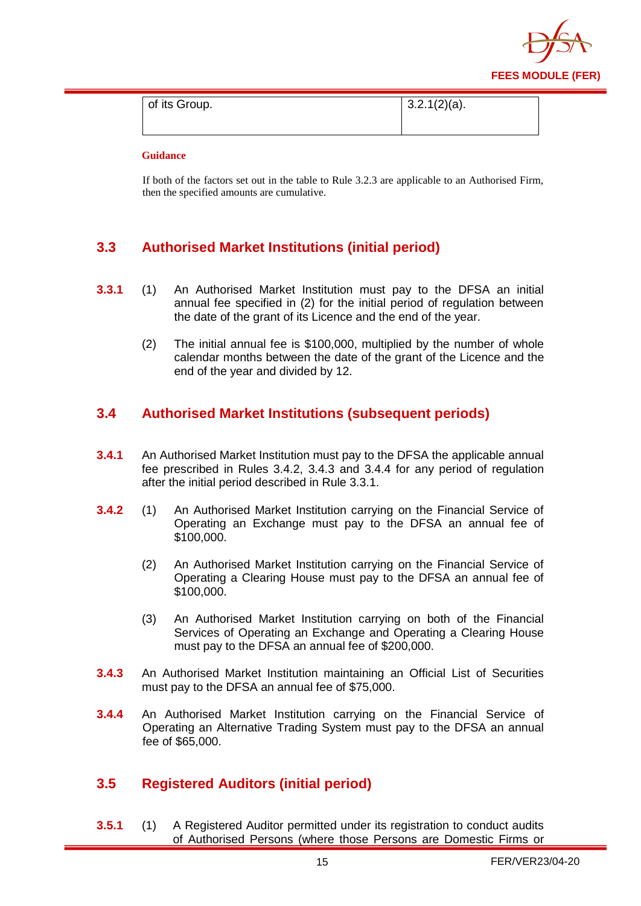| of its Group. | 3.2.1(2)(a). |
|---|---|

**Guidance**

If both of the factors set out in the table to Rule 3.2.3 are applicable to an Authorised Firm, then the specified amounts are cumulative.

## 3.3 Authorised Market Institutions (initial period)

**3.3.1** (1) An Authorised Market Institution must pay to the DFSA an initial annual fee specified in (2) for the initial period of regulation between the date of the grant of its Licence and the end of the year.

(2) The initial annual fee is $100,000, multiplied by the number of whole calendar months between the date of the grant of the Licence and the end of the year and divided by 12.

## 3.4 Authorised Market Institutions (subsequent periods)

**3.4.1** An Authorised Market Institution must pay to the DFSA the applicable annual fee prescribed in Rules 3.4.2, 3.4.3 and 3.4.4 for any period of regulation after the initial period described in Rule 3.3.1.

**3.4.2** (1) An Authorised Market Institution carrying on the Financial Service of Operating an Exchange must pay to the DFSA an annual fee of $100,000.

(2) An Authorised Market Institution carrying on the Financial Service of Operating a Clearing House must pay to the DFSA an annual fee of $100,000.

(3) An Authorised Market Institution carrying on both of the Financial Services of Operating an Exchange and Operating a Clearing House must pay to the DFSA an annual fee of $200,000.

**3.4.3** An Authorised Market Institution maintaining an Official List of Securities must pay to the DFSA an annual fee of $75,000.

**3.4.4** An Authorised Market Institution carrying on the Financial Service of Operating an Alternative Trading System must pay to the DFSA an annual fee of $65,000.

## 3.5 Registered Auditors (initial period)

**3.5.1** (1) A Registered Auditor permitted under its registration to conduct audits of Authorised Persons (where those Persons are Domestic Firms or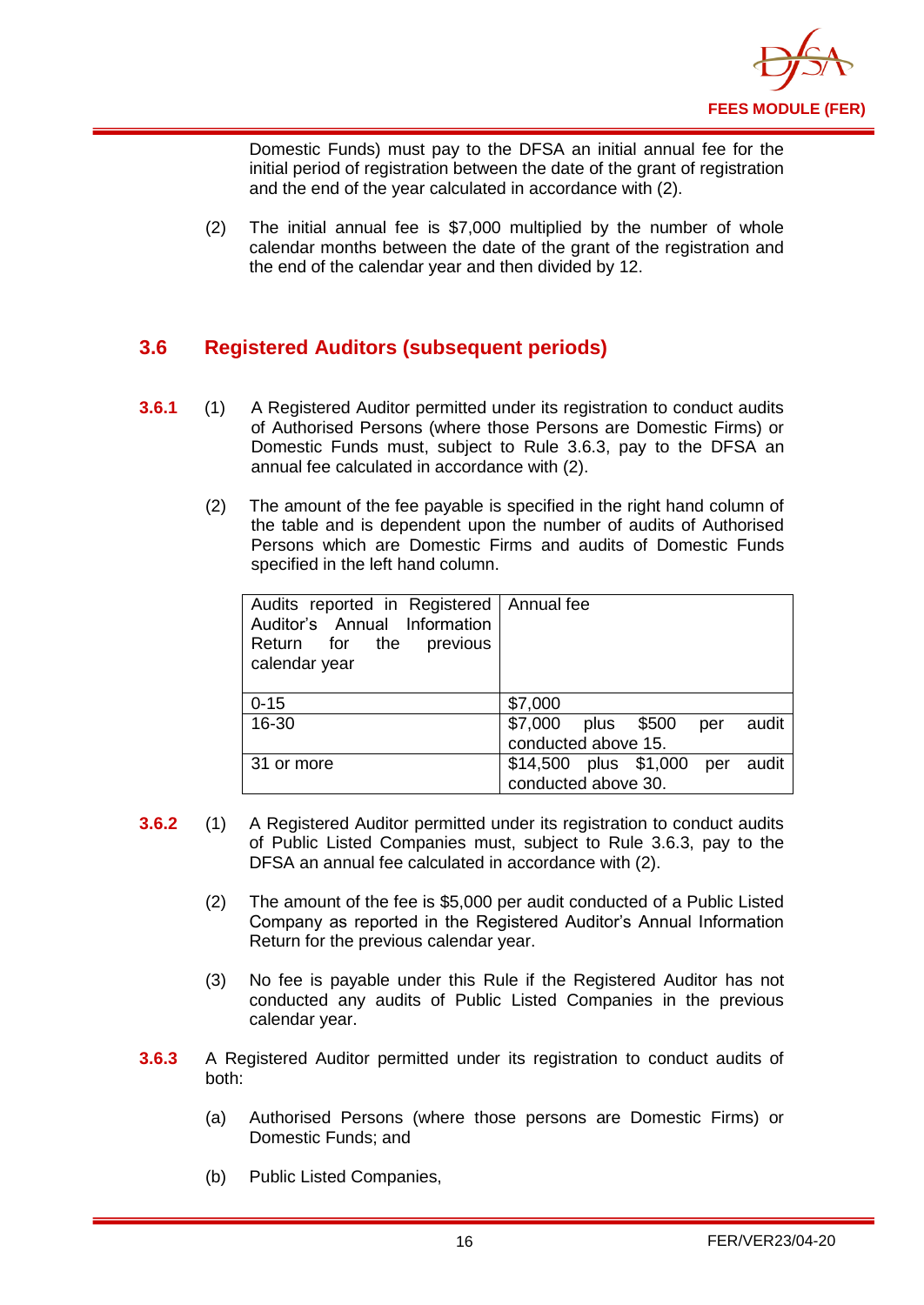Domestic Funds) must pay to the DFSA an initial annual fee for the initial period of registration between the date of the grant of registration and the end of the year calculated in accordance with (2).

(2) The initial annual fee is $7,000 multiplied by the number of whole calendar months between the date of the grant of the registration and the end of the calendar year and then divided by 12.

## 3.6 Registered Auditors (subsequent periods)

**3.6.1** (1) A Registered Auditor permitted under its registration to conduct audits of Authorised Persons (where those Persons are Domestic Firms) or Domestic Funds must, subject to Rule 3.6.3, pay to the DFSA an annual fee calculated in accordance with (2).

(2) The amount of the fee payable is specified in the right hand column of the table and is dependent upon the number of audits of Authorised Persons which are Domestic Firms and audits of Domestic Funds specified in the left hand column.

| Audits reported in Registered Auditor's Annual Information Return for the previous calendar year | Annual fee |
|---|---|
| 0-15 | $7,000 |
| 16-30 | $7,000 plus $500 per audit conducted above 15. |
| 31 or more | $14,500 plus $1,000 per audit conducted above 30. |

**3.6.2** (1) A Registered Auditor permitted under its registration to conduct audits of Public Listed Companies must, subject to Rule 3.6.3, pay to the DFSA an annual fee calculated in accordance with (2).

(2) The amount of the fee is $5,000 per audit conducted of a Public Listed Company as reported in the Registered Auditor's Annual Information Return for the previous calendar year.

(3) No fee is payable under this Rule if the Registered Auditor has not conducted any audits of Public Listed Companies in the previous calendar year.

**3.6.3** A Registered Auditor permitted under its registration to conduct audits of both:

(a) Authorised Persons (where those persons are Domestic Firms) or Domestic Funds; and

(b) Public Listed Companies,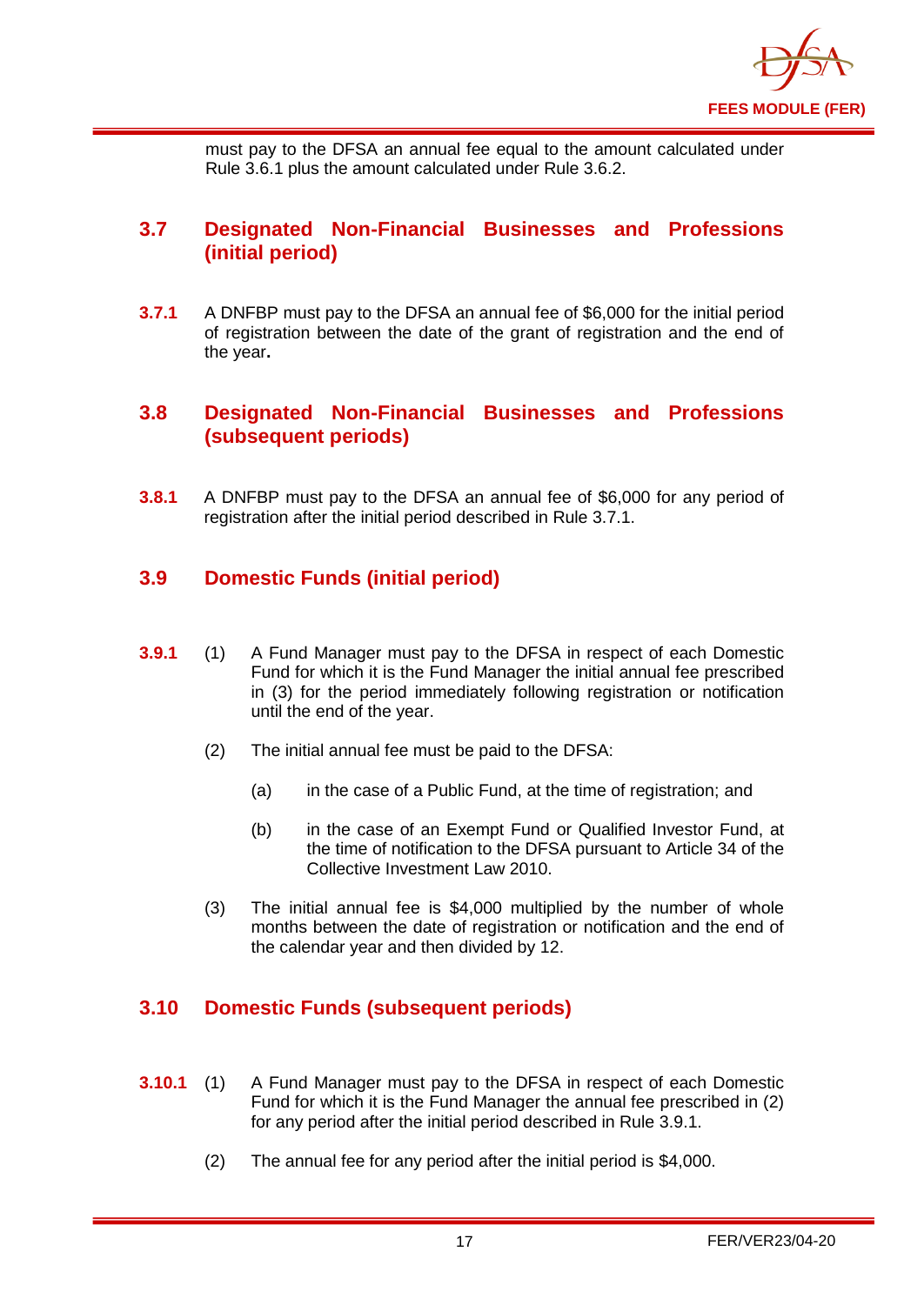must pay to the DFSA an annual fee equal to the amount calculated under Rule 3.6.1 plus the amount calculated under Rule 3.6.2.

## 3.7 Designated Non-Financial Businesses and Professions (initial period)

**3.7.1** A DNFBP must pay to the DFSA an annual fee of $6,000 for the initial period of registration between the date of the grant of registration and the end of the year**.**

## 3.8 Designated Non-Financial Businesses and Professions (subsequent periods)

**3.8.1** A DNFBP must pay to the DFSA an annual fee of $6,000 for any period of registration after the initial period described in Rule 3.7.1.

## 3.9 Domestic Funds (initial period)

**3.9.1** (1) A Fund Manager must pay to the DFSA in respect of each Domestic Fund for which it is the Fund Manager the initial annual fee prescribed in (3) for the period immediately following registration or notification until the end of the year.

(2) The initial annual fee must be paid to the DFSA:

(a) in the case of a Public Fund, at the time of registration; and

(b) in the case of an Exempt Fund or Qualified Investor Fund, at the time of notification to the DFSA pursuant to Article 34 of the Collective Investment Law 2010.

(3) The initial annual fee is $4,000 multiplied by the number of whole months between the date of registration or notification and the end of the calendar year and then divided by 12.

## 3.10 Domestic Funds (subsequent periods)

**3.10.1** (1) A Fund Manager must pay to the DFSA in respect of each Domestic Fund for which it is the Fund Manager the annual fee prescribed in (2) for any period after the initial period described in Rule 3.9.1.

(2) The annual fee for any period after the initial period is $4,000.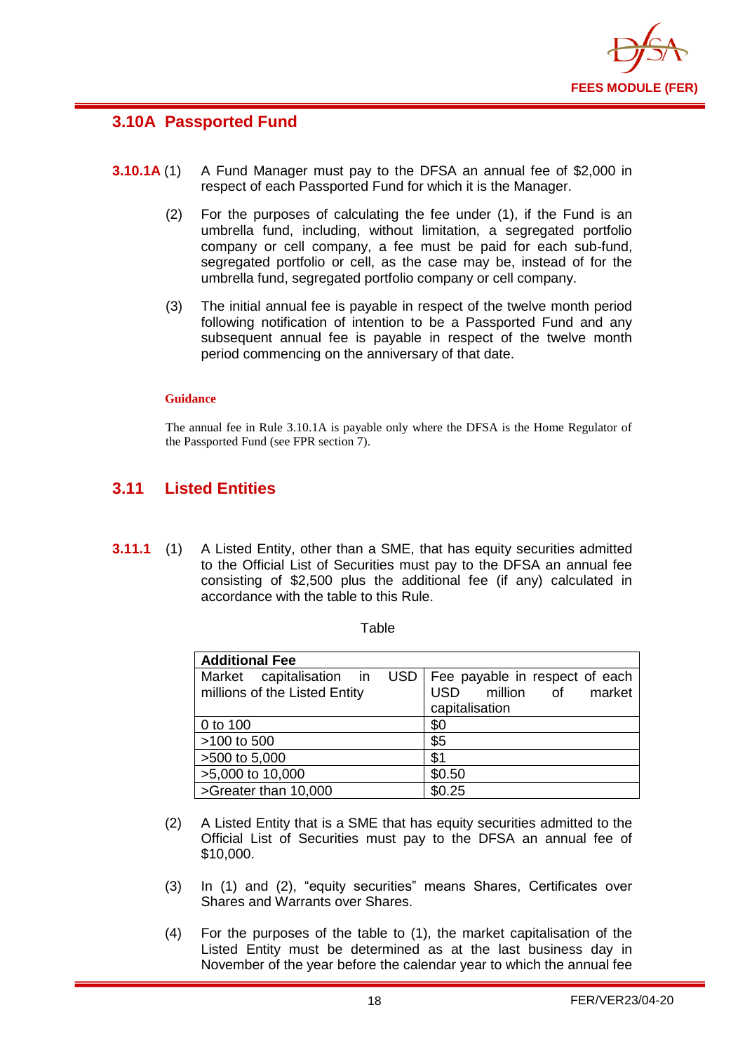## 3.10A Passported Fund

**3.10.1A** (1) A Fund Manager must pay to the DFSA an annual fee of $2,000 in respect of each Passported Fund for which it is the Manager.

(2) For the purposes of calculating the fee under (1), if the Fund is an umbrella fund, including, without limitation, a segregated portfolio company or cell company, a fee must be paid for each sub-fund, segregated portfolio or cell, as the case may be, instead of for the umbrella fund, segregated portfolio company or cell company.

(3) The initial annual fee is payable in respect of the twelve month period following notification of intention to be a Passported Fund and any subsequent annual fee is payable in respect of the twelve month period commencing on the anniversary of that date.

**Guidance**

The annual fee in Rule 3.10.1A is payable only where the DFSA is the Home Regulator of the Passported Fund (see FPR section 7).

## 3.11 Listed Entities

**3.11.1** (1) A Listed Entity, other than a SME, that has equity securities admitted to the Official List of Securities must pay to the DFSA an annual fee consisting of $2,500 plus the additional fee (if any) calculated in accordance with the table to this Rule.

Table

| **Additional Fee** | |
|---|---|
| Market capitalisation in USD millions of the Listed Entity | Fee payable in respect of each USD million of market capitalisation |
| 0 to 100 | $0 |
| >100 to 500 | $5 |
| >500 to 5,000 | $1 |
| >5,000 to 10,000 | $0.50 |
| >Greater than 10,000 | $0.25 |

(2) A Listed Entity that is a SME that has equity securities admitted to the Official List of Securities must pay to the DFSA an annual fee of $10,000.

(3) In (1) and (2), "equity securities" means Shares, Certificates over Shares and Warrants over Shares.

(4) For the purposes of the table to (1), the market capitalisation of the Listed Entity must be determined as at the last business day in November of the year before the calendar year to which the annual fee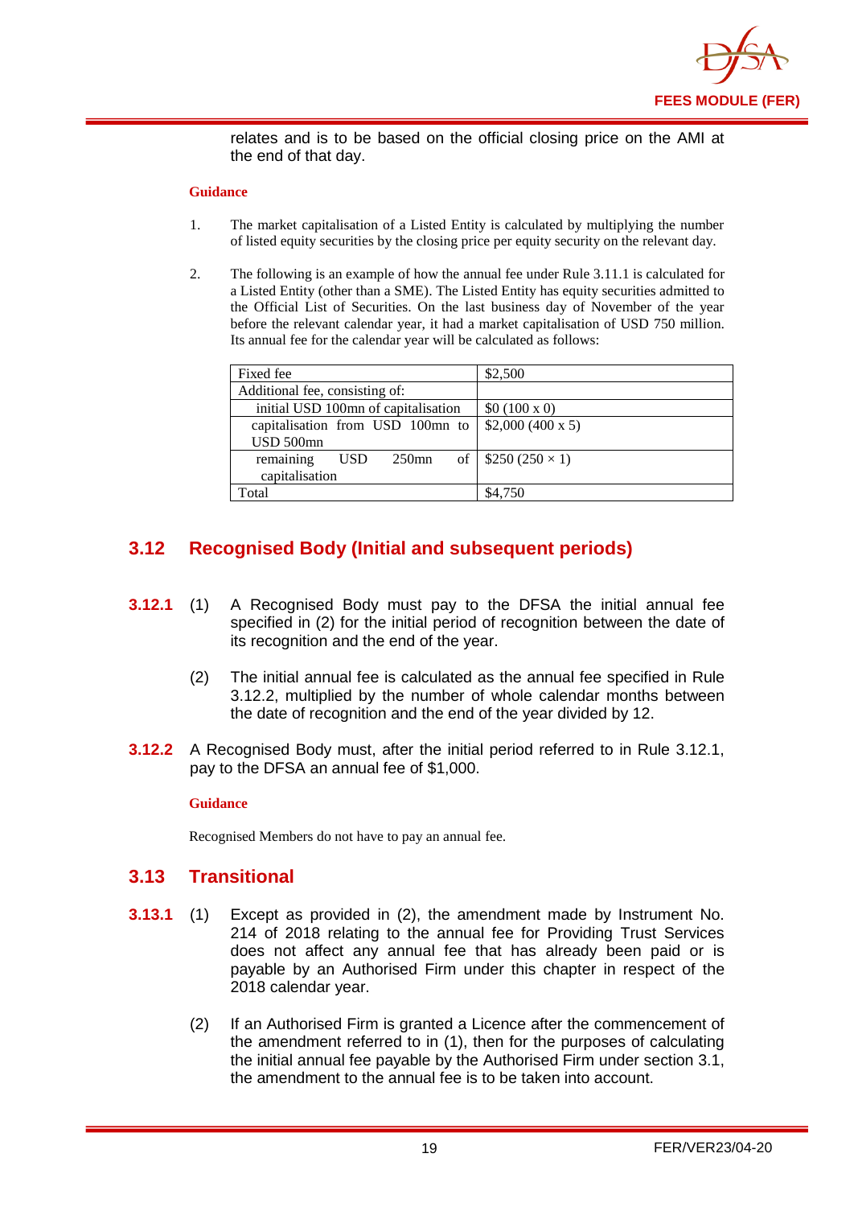relates and is to be based on the official closing price on the AMI at the end of that day.

**Guidance**

1. The market capitalisation of a Listed Entity is calculated by multiplying the number of listed equity securities by the closing price per equity security on the relevant day.

2. The following is an example of how the annual fee under Rule 3.11.1 is calculated for a Listed Entity (other than a SME). The Listed Entity has equity securities admitted to the Official List of Securities. On the last business day of November of the year before the relevant calendar year, it had a market capitalisation of USD 750 million. Its annual fee for the calendar year will be calculated as follows:

| Fixed fee | $2,500 |
|---|---|
| Additional fee, consisting of: | |
| initial USD 100mn of capitalisation | $0 (100 x 0) |
| capitalisation from USD 100mn to USD 500mn | $2,000 (400 x 5) |
| remaining USD 250mn of capitalisation | $250 (250 × 1) |
| Total | $4,750 |

## 3.12 Recognised Body (Initial and subsequent periods)

**3.12.1** (1) A Recognised Body must pay to the DFSA the initial annual fee specified in (2) for the initial period of recognition between the date of its recognition and the end of the year.

(2) The initial annual fee is calculated as the annual fee specified in Rule 3.12.2, multiplied by the number of whole calendar months between the date of recognition and the end of the year divided by 12.

**3.12.2** A Recognised Body must, after the initial period referred to in Rule 3.12.1, pay to the DFSA an annual fee of $1,000.

**Guidance**

Recognised Members do not have to pay an annual fee.

## 3.13 Transitional

**3.13.1** (1) Except as provided in (2), the amendment made by Instrument No. 214 of 2018 relating to the annual fee for Providing Trust Services does not affect any annual fee that has already been paid or is payable by an Authorised Firm under this chapter in respect of the 2018 calendar year.

(2) If an Authorised Firm is granted a Licence after the commencement of the amendment referred to in (1), then for the purposes of calculating the initial annual fee payable by the Authorised Firm under section 3.1, the amendment to the annual fee is to be taken into account.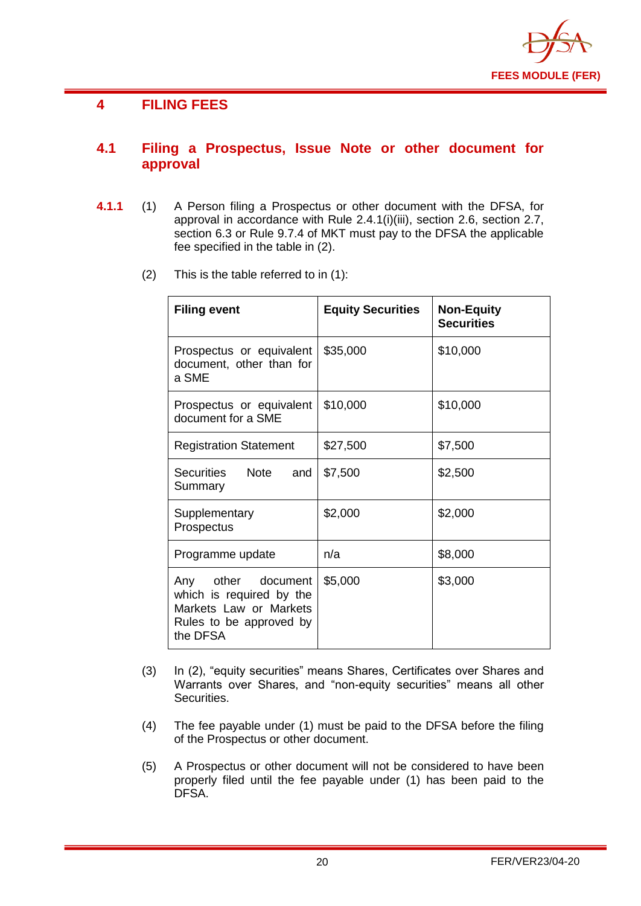# 4 FILING FEES

## 4.1 Filing a Prospectus, Issue Note or other document for approval

**4.1.1** (1) A Person filing a Prospectus or other document with the DFSA, for approval in accordance with Rule 2.4.1(i)(iii), section 2.6, section 2.7, section 6.3 or Rule 9.7.4 of MKT must pay to the DFSA the applicable fee specified in the table in (2).

(2) This is the table referred to in (1):

| Filing event | Equity Securities | Non-Equity Securities |
|---|---|---|
| Prospectus or equivalent document, other than for a SME | $35,000 | $10,000 |
| Prospectus or equivalent document for a SME | $10,000 | $10,000 |
| Registration Statement | $27,500 | $7,500 |
| Securities Note and Summary | $7,500 | $2,500 |
| Supplementary Prospectus | $2,000 | $2,000 |
| Programme update | n/a | $8,000 |
| Any other document which is required by the Markets Law or Markets Rules to be approved by the DFSA | $5,000 | $3,000 |

(3) In (2), "equity securities" means Shares, Certificates over Shares and Warrants over Shares, and "non-equity securities" means all other Securities.

(4) The fee payable under (1) must be paid to the DFSA before the filing of the Prospectus or other document.

(5) A Prospectus or other document will not be considered to have been properly filed until the fee payable under (1) has been paid to the DFSA.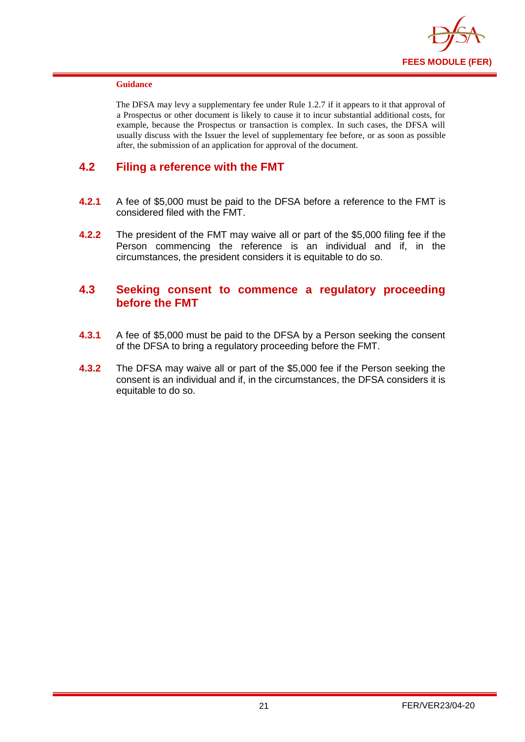**Guidance**

The DFSA may levy a supplementary fee under Rule 1.2.7 if it appears to it that approval of a Prospectus or other document is likely to cause it to incur substantial additional costs, for example, because the Prospectus or transaction is complex. In such cases, the DFSA will usually discuss with the Issuer the level of supplementary fee before, or as soon as possible after, the submission of an application for approval of the document.

## 4.2 Filing a reference with the FMT

**4.2.1** A fee of $5,000 must be paid to the DFSA before a reference to the FMT is considered filed with the FMT.

**4.2.2** The president of the FMT may waive all or part of the $5,000 filing fee if the Person commencing the reference is an individual and if, in the circumstances, the president considers it is equitable to do so.

## 4.3 Seeking consent to commence a regulatory proceeding before the FMT

**4.3.1** A fee of $5,000 must be paid to the DFSA by a Person seeking the consent of the DFSA to bring a regulatory proceeding before the FMT.

**4.3.2** The DFSA may waive all or part of the $5,000 fee if the Person seeking the consent is an individual and if, in the circumstances, the DFSA considers it is equitable to do so.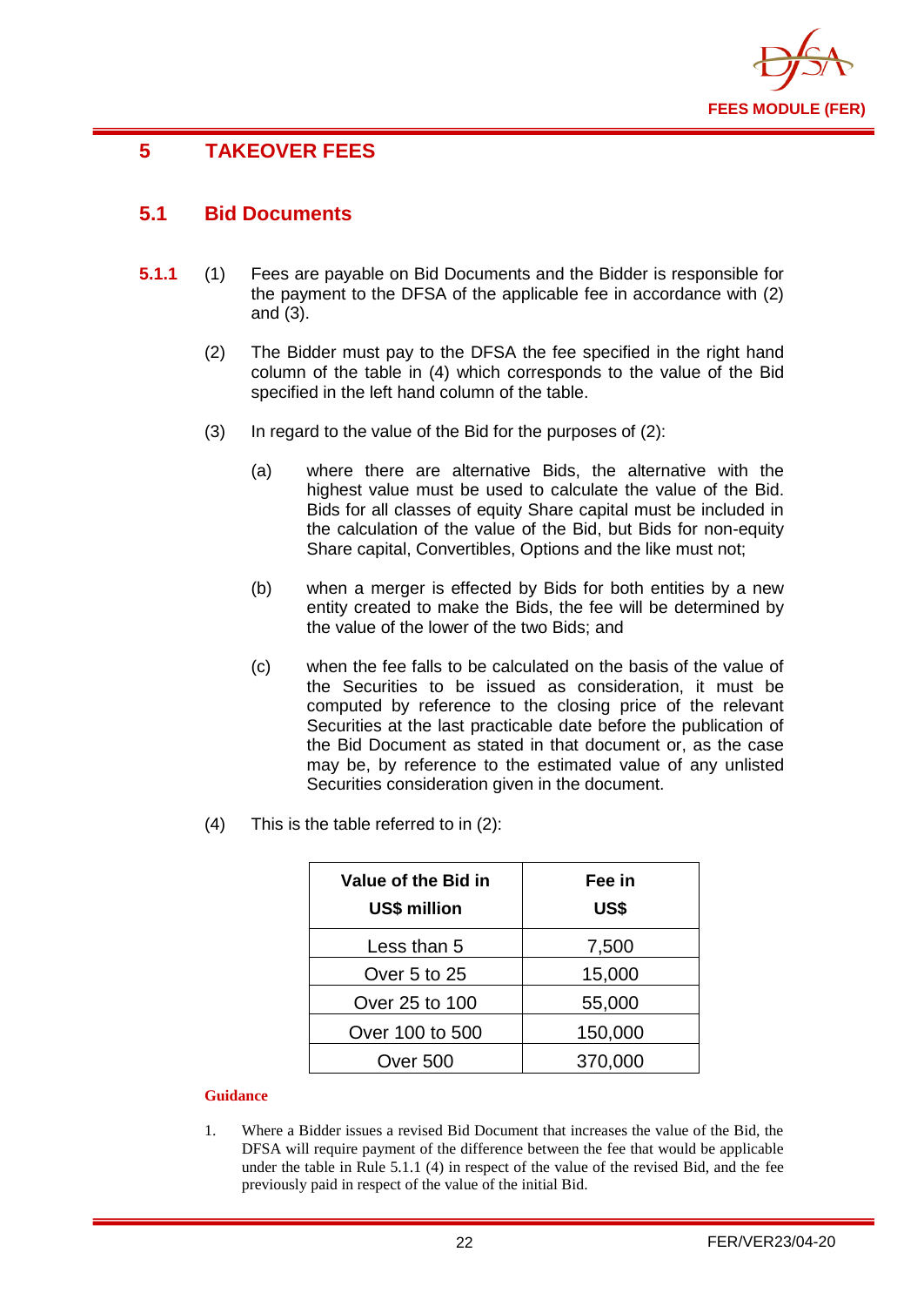# 5 TAKEOVER FEES

## 5.1 Bid Documents

**5.1.1** (1) Fees are payable on Bid Documents and the Bidder is responsible for the payment to the DFSA of the applicable fee in accordance with (2) and (3).

(2) The Bidder must pay to the DFSA the fee specified in the right hand column of the table in (4) which corresponds to the value of the Bid specified in the left hand column of the table.

(3) In regard to the value of the Bid for the purposes of (2):

(a) where there are alternative Bids, the alternative with the highest value must be used to calculate the value of the Bid. Bids for all classes of equity Share capital must be included in the calculation of the value of the Bid, but Bids for non-equity Share capital, Convertibles, Options and the like must not;

(b) when a merger is effected by Bids for both entities by a new entity created to make the Bids, the fee will be determined by the value of the lower of the two Bids; and

(c) when the fee falls to be calculated on the basis of the value of the Securities to be issued as consideration, it must be computed by reference to the closing price of the relevant Securities at the last practicable date before the publication of the Bid Document as stated in that document or, as the case may be, by reference to the estimated value of any unlisted Securities consideration given in the document.

(4) This is the table referred to in (2):

| Value of the Bid in US$ million | Fee in US$ |
|---|---|
| Less than 5 | 7,500 |
| Over 5 to 25 | 15,000 |
| Over 25 to 100 | 55,000 |
| Over 100 to 500 | 150,000 |
| Over 500 | 370,000 |

**Guidance**

1. Where a Bidder issues a revised Bid Document that increases the value of the Bid, the DFSA will require payment of the difference between the fee that would be applicable under the table in Rule 5.1.1 (4) in respect of the value of the revised Bid, and the fee previously paid in respect of the value of the initial Bid.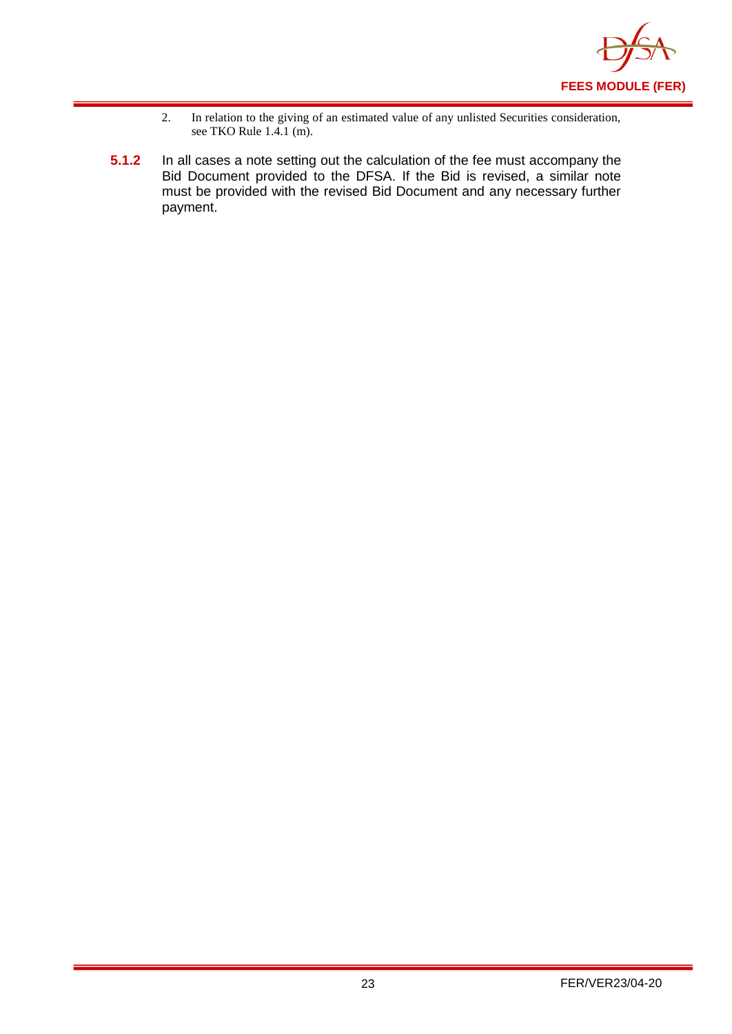2. In relation to the giving of an estimated value of any unlisted Securities consideration, see TKO Rule 1.4.1 (m).

**5.1.2** In all cases a note setting out the calculation of the fee must accompany the Bid Document provided to the DFSA. If the Bid is revised, a similar note must be provided with the revised Bid Document and any necessary further payment.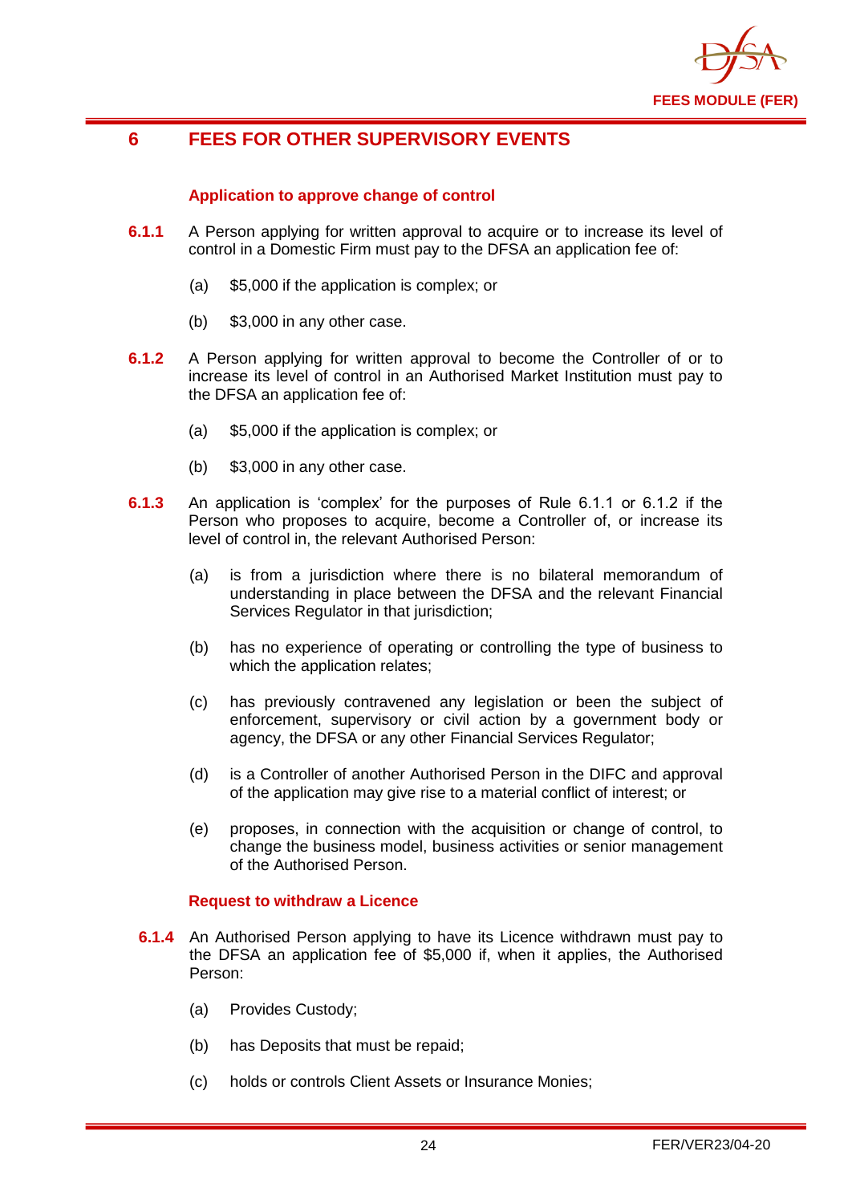# 6 FEES FOR OTHER SUPERVISORY EVENTS

### Application to approve change of control

**6.1.1** A Person applying for written approval to acquire or to increase its level of control in a Domestic Firm must pay to the DFSA an application fee of:

(a) $5,000 if the application is complex; or

(b) $3,000 in any other case.

**6.1.2** A Person applying for written approval to become the Controller of or to increase its level of control in an Authorised Market Institution must pay to the DFSA an application fee of:

(a) $5,000 if the application is complex; or

(b) $3,000 in any other case.

**6.1.3** An application is 'complex' for the purposes of Rule 6.1.1 or 6.1.2 if the Person who proposes to acquire, become a Controller of, or increase its level of control in, the relevant Authorised Person:

(a) is from a jurisdiction where there is no bilateral memorandum of understanding in place between the DFSA and the relevant Financial Services Regulator in that jurisdiction;

(b) has no experience of operating or controlling the type of business to which the application relates;

(c) has previously contravened any legislation or been the subject of enforcement, supervisory or civil action by a government body or agency, the DFSA or any other Financial Services Regulator;

(d) is a Controller of another Authorised Person in the DIFC and approval of the application may give rise to a material conflict of interest; or

(e) proposes, in connection with the acquisition or change of control, to change the business model, business activities or senior management of the Authorised Person.

### Request to withdraw a Licence

**6.1.4** An Authorised Person applying to have its Licence withdrawn must pay to the DFSA an application fee of $5,000 if, when it applies, the Authorised Person:

(a) Provides Custody;

(b) has Deposits that must be repaid;

(c) holds or controls Client Assets or Insurance Monies;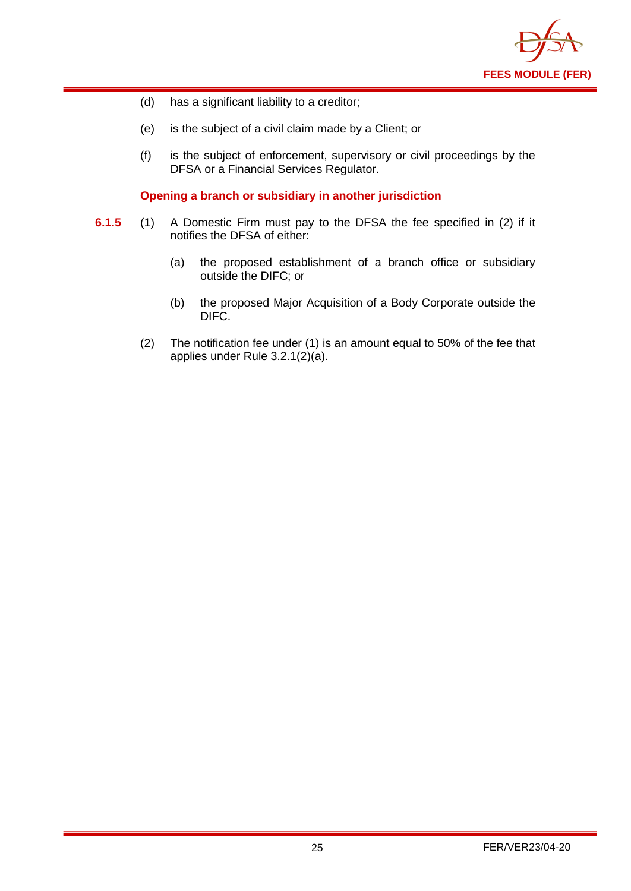(d) has a significant liability to a creditor;

(e) is the subject of a civil claim made by a Client; or

(f) is the subject of enforcement, supervisory or civil proceedings by the DFSA or a Financial Services Regulator.

**Opening a branch or subsidiary in another jurisdiction**

**6.1.5** (1) A Domestic Firm must pay to the DFSA the fee specified in (2) if it notifies the DFSA of either:

(a) the proposed establishment of a branch office or subsidiary outside the DIFC; or

(b) the proposed Major Acquisition of a Body Corporate outside the DIFC.

(2) The notification fee under (1) is an amount equal to 50% of the fee that applies under Rule 3.2.1(2)(a).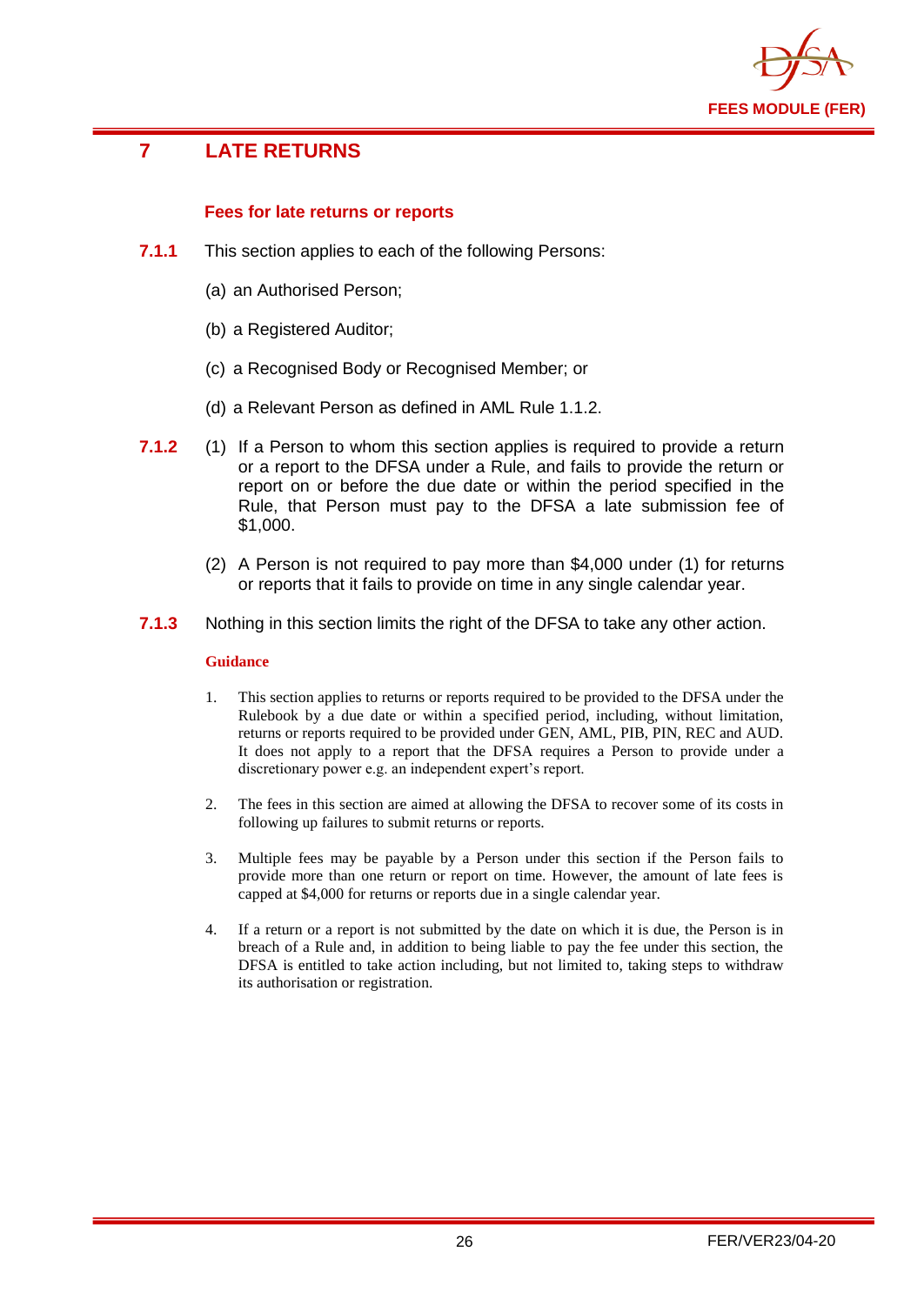# 7 LATE RETURNS

### Fees for late returns or reports

**7.1.1** This section applies to each of the following Persons:

(a) an Authorised Person;

(b) a Registered Auditor;

(c) a Recognised Body or Recognised Member; or

(d) a Relevant Person as defined in AML Rule 1.1.2.

**7.1.2** (1) If a Person to whom this section applies is required to provide a return or a report to the DFSA under a Rule, and fails to provide the return or report on or before the due date or within the period specified in the Rule, that Person must pay to the DFSA a late submission fee of $1,000.

(2) A Person is not required to pay more than $4,000 under (1) for returns or reports that it fails to provide on time in any single calendar year.

**7.1.3** Nothing in this section limits the right of the DFSA to take any other action.

**Guidance**

1. This section applies to returns or reports required to be provided to the DFSA under the Rulebook by a due date or within a specified period, including, without limitation, returns or reports required to be provided under GEN, AML, PIB, PIN, REC and AUD. It does not apply to a report that the DFSA requires a Person to provide under a discretionary power e.g. an independent expert's report.

2. The fees in this section are aimed at allowing the DFSA to recover some of its costs in following up failures to submit returns or reports.

3. Multiple fees may be payable by a Person under this section if the Person fails to provide more than one return or report on time. However, the amount of late fees is capped at $4,000 for returns or reports due in a single calendar year.

4. If a return or a report is not submitted by the date on which it is due, the Person is in breach of a Rule and, in addition to being liable to pay the fee under this section, the DFSA is entitled to take action including, but not limited to, taking steps to withdraw its authorisation or registration.